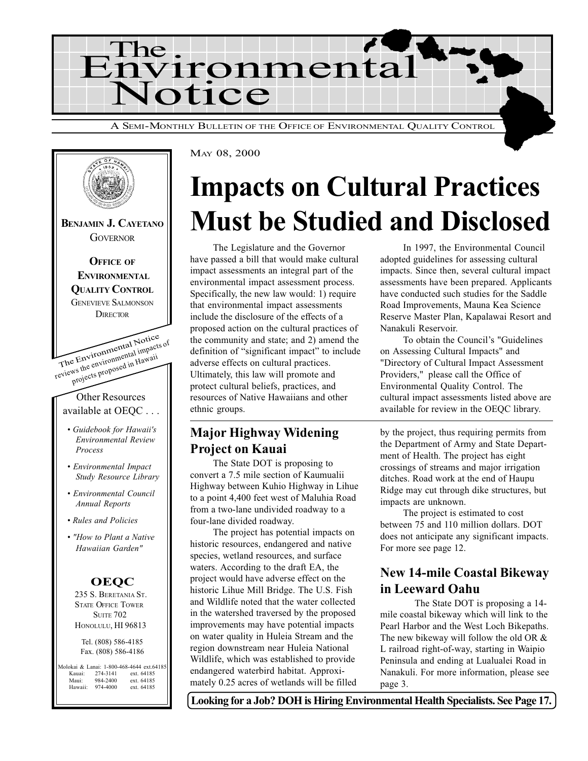# The Environmental Notice

A SEMI-MONTHLY BULLETIN OF THE OFFICE OF ENVIRONMENTAL QUALITY CONTROL

MAY 08, 2000

**BENJAMIN J. CAYETANO**
GOVERNOR

**OFFICE OF ENVIRONMENTAL QUALITY CONTROL**
GENEVIEVE SALMONSON
DIRECTOR

The Environmental Notice reviews the environmental impacts of projects proposed in Hawaii

Other Resources available at OEQC . . .

- *Guidebook for Hawaii's Environmental Review Process*
- *Environmental Impact Study Resource Library*
- *Environmental Council Annual Reports*
- *Rules and Policies*
- *"How to Plant a Native Hawaiian Garden"*

**OEQC**
235 S. BERETANIA ST.
STATE OFFICE TOWER
SUITE 702
HONOLULU, HI 96813

Tel. (808) 586-4185
Fax. (808) 586-4186

Molokai & Lanai: 1-800-468-4644 ext.64185
Kauai: 274-3141 ext. 64185
Maui: 984-2400 ext. 64185
Hawaii: 974-4000 ext. 64185

# Impacts on Cultural Practices Must be Studied and Disclosed

The Legislature and the Governor have passed a bill that would make cultural impact assessments an integral part of the environmental impact assessment process. Specifically, the new law would: 1) require that environmental impact assessments include the disclosure of the effects of a proposed action on the cultural practices of the community and state; and 2) amend the definition of "significant impact" to include adverse effects on cultural practices. Ultimately, this law will promote and protect cultural beliefs, practices, and resources of Native Hawaiians and other ethnic groups.

In 1997, the Environmental Council adopted guidelines for assessing cultural impacts. Since then, several cultural impact assessments have been prepared. Applicants have conducted such studies for the Saddle Road Improvements, Mauna Kea Science Reserve Master Plan, Kapalawai Resort and Nanakuli Reservoir.

To obtain the Council's "Guidelines on Assessing Cultural Impacts" and "Directory of Cultural Impact Assessment Providers," please call the Office of Environmental Quality Control. The cultural impact assessments listed above are available for review in the OEQC library.

## Major Highway Widening Project on Kauai

The State DOT is proposing to convert a 7.5 mile section of Kaumualii Highway between Kuhio Highway in Lihue to a point 4,400 feet west of Maluhia Road from a two-lane undivided roadway to a four-lane divided roadway.

The project has potential impacts on historic resources, endangered and native species, wetland resources, and surface waters. According to the draft EA, the project would have adverse effect on the historic Lihue Mill Bridge. The U.S. Fish and Wildlife noted that the water collected in the watershed traversed by the proposed improvements may have potential impacts on water quality in Huleia Stream and the region downstream near Huleia National Wildlife, which was established to provide endangered waterbird habitat. Approximately 0.25 acres of wetlands will be filled by the project, thus requiring permits from the Department of Army and State Department of Health. The project has eight crossings of streams and major irrigation ditches. Road work at the end of Haupu Ridge may cut through dike structures, but impacts are unknown.

The project is estimated to cost between 75 and 110 million dollars. DOT does not anticipate any significant impacts. For more see page 12.

## New 14-mile Coastal Bikeway in Leeward Oahu

The State DOT is proposing a 14-mile coastal bikeway which will link to the Pearl Harbor and the West Loch Bikepaths. The new bikeway will follow the old OR & L railroad right-of-way, starting in Waipio Peninsula and ending at Lualualei Road in Nanakuli. For more information, please see page 3.

**Looking for a Job? DOH is Hiring Environmental Health Specialists. See Page 17.**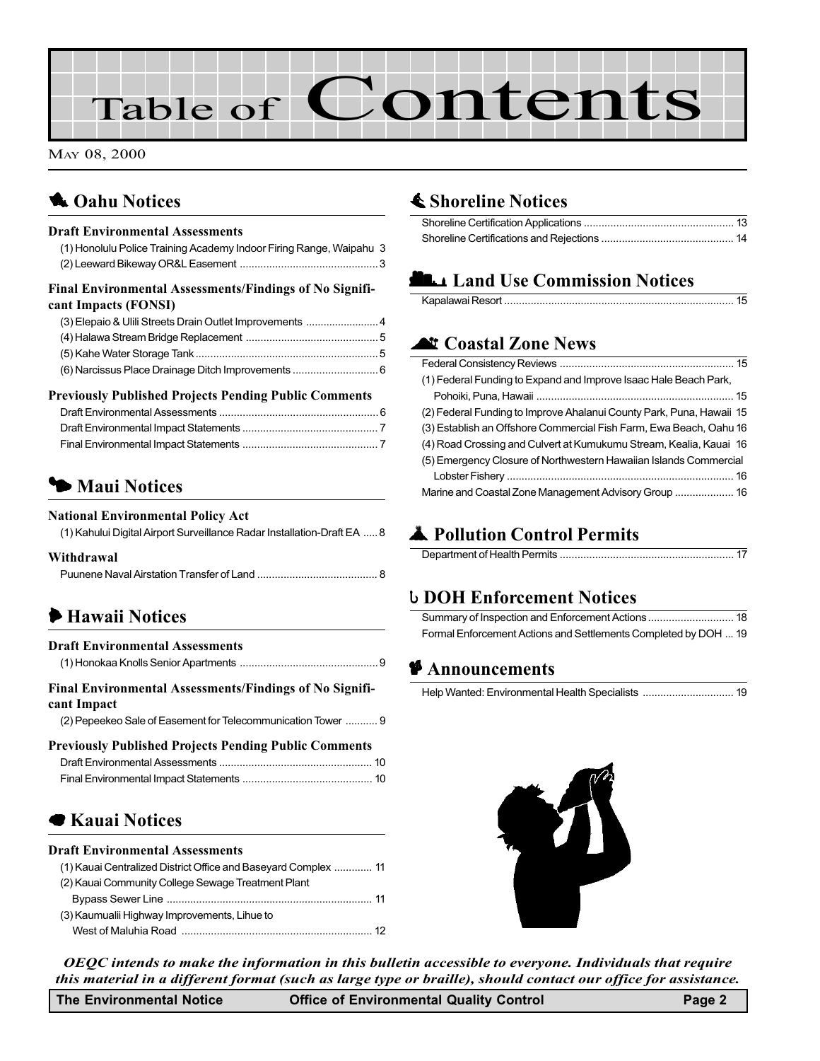# Table of Contents

May 08, 2000

## Oahu Notices

### Draft Environmental Assessments

(1) Honolulu Police Training Academy Indoor Firing Range, Waipahu 3
(2) Leeward Bikeway OR&L Easement ... 3

### Final Environmental Assessments/Findings of No Significant Impacts (FONSI)

(3) Elepaio & Ulili Streets Drain Outlet Improvements ... 4
(4) Halawa Stream Bridge Replacement ... 5
(5) Kahe Water Storage Tank ... 5
(6) Narcissus Place Drainage Ditch Improvements ... 6

### Previously Published Projects Pending Public Comments

Draft Environmental Assessments ... 6
Draft Environmental Impact Statements ... 7
Final Environmental Impact Statements ... 7

## Maui Notices

### National Environmental Policy Act

(1) Kahului Digital Airport Surveillance Radar Installation-Draft EA ... 8

### Withdrawal

Puunene Naval Airstation Transfer of Land ... 8

## Hawaii Notices

### Draft Environmental Assessments

(1) Honokaa Knolls Senior Apartments ... 9

### Final Environmental Assessments/Findings of No Significant Impact

(2) Pepeekeo Sale of Easement for Telecommunication Tower ... 9

### Previously Published Projects Pending Public Comments

Draft Environmental Assessments ... 10
Final Environmental Impact Statements ... 10

## Kauai Notices

### Draft Environmental Assessments

(1) Kauai Centralized District Office and Baseyard Complex ... 11
(2) Kauai Community College Sewage Treatment Plant Bypass Sewer Line ... 11
(3) Kaumualii Highway Improvements, Lihue to West of Maluhia Road ... 12

## Shoreline Notices

Shoreline Certification Applications ... 13
Shoreline Certifications and Rejections ... 14

## Land Use Commission Notices

Kapalawai Resort ... 15

## Coastal Zone News

Federal Consistency Reviews ... 15
(1) Federal Funding to Expand and Improve Isaac Hale Beach Park, Pohoiki, Puna, Hawaii ... 15
(2) Federal Funding to Improve Ahalanui County Park, Puna, Hawaii 15
(3) Establish an Offshore Commercial Fish Farm, Ewa Beach, Oahu 16
(4) Road Crossing and Culvert at Kumukumu Stream, Kealia, Kauai 16
(5) Emergency Closure of Northwestern Hawaiian Islands Commercial Lobster Fishery ... 16
Marine and Coastal Zone Management Advisory Group ... 16

## Pollution Control Permits

Department of Health Permits ... 17

## DOH Enforcement Notices

Summary of Inspection and Enforcement Actions ... 18
Formal Enforcement Actions and Settlements Completed by DOH ... 19

## Announcements

Help Wanted: Environmental Health Specialists ... 19

***OEQC intends to make the information in this bulletin accessible to everyone. Individuals that require this material in a different format (such as large type or braille), should contact our office for assistance.***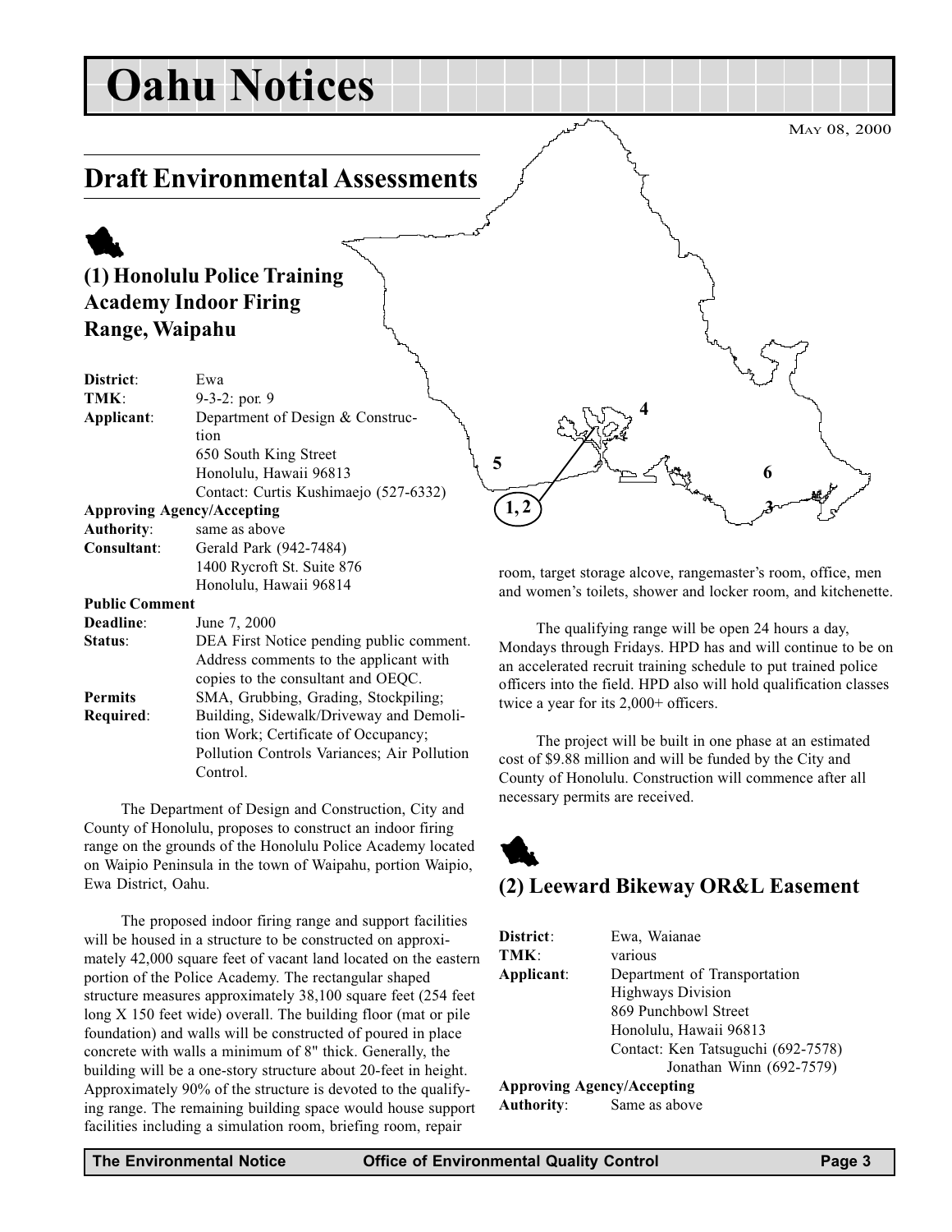# Oahu Notices

MAY 08, 2000

## Draft Environmental Assessments

### (1) Honolulu Police Training Academy Indoor Firing Range, Waipahu

**District**: Ewa
**TMK**: 9-3-2: por. 9
**Applicant**: Department of Design & Construction
650 South King Street
Honolulu, Hawaii 96813
Contact: Curtis Kushimaejo (527-6332)
**Approving Agency/Accepting Authority**: same as above
**Consultant**: Gerald Park (942-7484)
1400 Rycroft St. Suite 876
Honolulu, Hawaii 96814
**Public Comment Deadline**: June 7, 2000
**Status**: DEA First Notice pending public comment. Address comments to the applicant with copies to the consultant and OEQC.
**Permits Required**: SMA, Grubbing, Grading, Stockpiling; Building, Sidewalk/Driveway and Demolition Work; Certificate of Occupancy; Pollution Controls Variances; Air Pollution Control.

The Department of Design and Construction, City and County of Honolulu, proposes to construct an indoor firing range on the grounds of the Honolulu Police Academy located on Waipio Peninsula in the town of Waipahu, portion Waipio, Ewa District, Oahu.

The proposed indoor firing range and support facilities will be housed in a structure to be constructed on approximately 42,000 square feet of vacant land located on the eastern portion of the Police Academy. The rectangular shaped structure measures approximately 38,100 square feet (254 feet long X 150 feet wide) overall. The building floor (mat or pile foundation) and walls will be constructed of poured in place concrete with walls a minimum of 8" thick. Generally, the building will be a one-story structure about 20-feet in height. Approximately 90% of the structure is devoted to the qualifying range. The remaining building space would house support facilities including a simulation room, briefing room, repair room, target storage alcove, rangemaster's room, office, men and women's toilets, shower and locker room, and kitchenette.

The qualifying range will be open 24 hours a day, Mondays through Fridays. HPD has and will continue to be on an accelerated recruit training schedule to put trained police officers into the field. HPD also will hold qualification classes twice a year for its 2,000+ officers.

The project will be built in one phase at an estimated cost of $9.88 million and will be funded by the City and County of Honolulu. Construction will commence after all necessary permits are received.

### (2) Leeward Bikeway OR&L Easement

**District**: Ewa, Waianae
**TMK**: various
**Applicant**: Department of Transportation
Highways Division
869 Punchbowl Street
Honolulu, Hawaii 96813
Contact: Ken Tatsuguchi (692-7578)
Jonathan Winn (692-7579)
**Approving Agency/Accepting Authority**: Same as above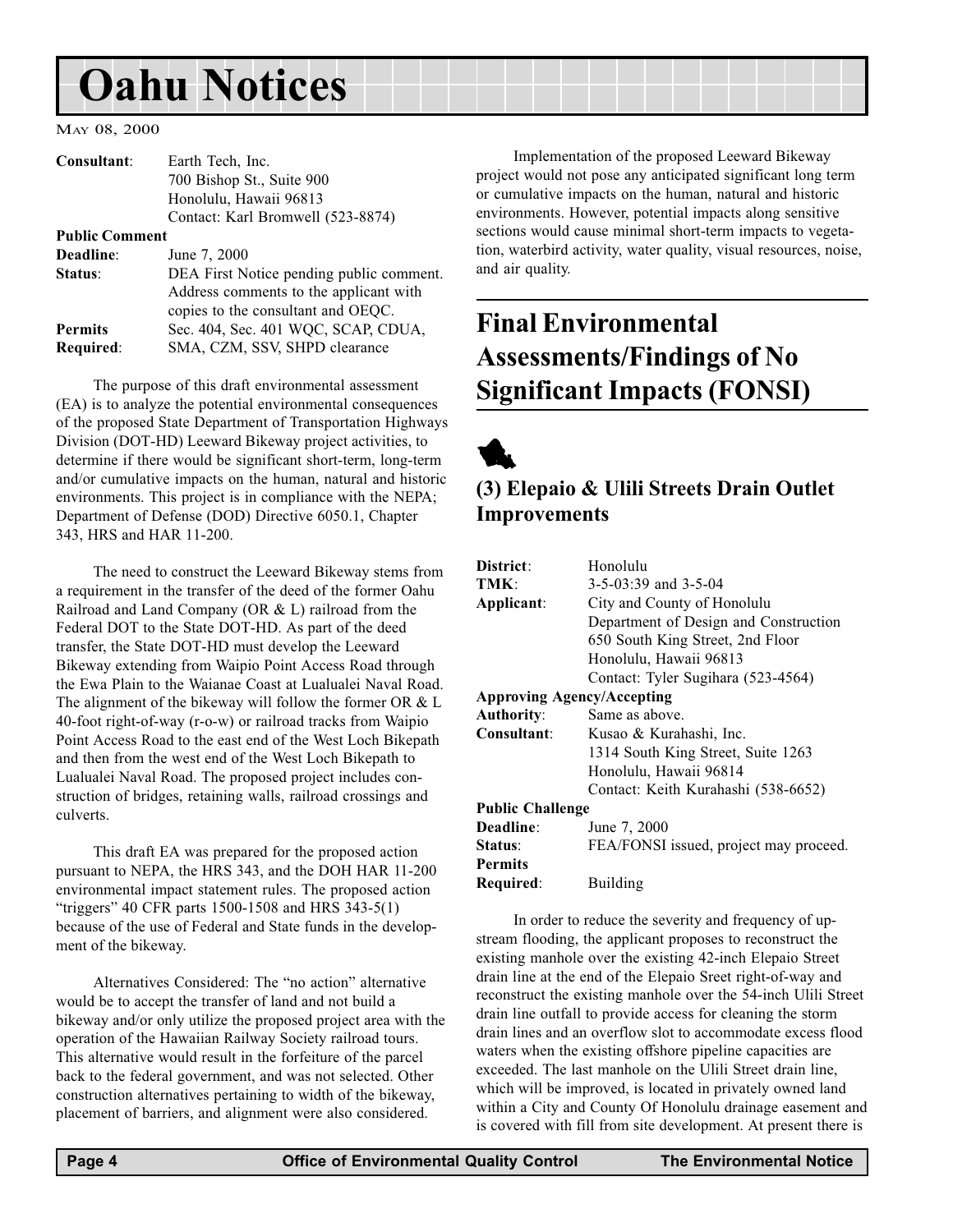# Oahu Notices

May 08, 2000

| | |
|---|---|
| **Consultant**: | Earth Tech, Inc.<br>700 Bishop St., Suite 900<br>Honolulu, Hawaii 96813<br>Contact: Karl Bromwell (523-8874) |
| **Public Comment Deadline**: | June 7, 2000 |
| **Status**: | DEA First Notice pending public comment. Address comments to the applicant with copies to the consultant and OEQC. |
| **Permits Required**: | Sec. 404, Sec. 401 WQC, SCAP, CDUA, SMA, CZM, SSV, SHPD clearance |

The purpose of this draft environmental assessment (EA) is to analyze the potential environmental consequences of the proposed State Department of Transportation Highways Division (DOT-HD) Leeward Bikeway project activities, to determine if there would be significant short-term, long-term and/or cumulative impacts on the human, natural and historic environments. This project is in compliance with the NEPA; Department of Defense (DOD) Directive 6050.1, Chapter 343, HRS and HAR 11-200.

The need to construct the Leeward Bikeway stems from a requirement in the transfer of the deed of the former Oahu Railroad and Land Company (OR & L) railroad from the Federal DOT to the State DOT-HD. As part of the deed transfer, the State DOT-HD must develop the Leeward Bikeway extending from Waipio Point Access Road through the Ewa Plain to the Waianae Coast at Lualualei Naval Road. The alignment of the bikeway will follow the former OR & L 40-foot right-of-way (r-o-w) or railroad tracks from Waipio Point Access Road to the east end of the West Loch Bikepath and then from the west end of the West Loch Bikepath to Lualualei Naval Road. The proposed project includes construction of bridges, retaining walls, railroad crossings and culverts.

This draft EA was prepared for the proposed action pursuant to NEPA, the HRS 343, and the DOH HAR 11-200 environmental impact statement rules. The proposed action "triggers" 40 CFR parts 1500-1508 and HRS 343-5(1) because of the use of Federal and State funds in the development of the bikeway.

Alternatives Considered: The "no action" alternative would be to accept the transfer of land and not build a bikeway and/or only utilize the proposed project area with the operation of the Hawaiian Railway Society railroad tours. This alternative would result in the forfeiture of the parcel back to the federal government, and was not selected. Other construction alternatives pertaining to width of the bikeway, placement of barriers, and alignment were also considered.

Implementation of the proposed Leeward Bikeway project would not pose any anticipated significant long term or cumulative impacts on the human, natural and historic environments. However, potential impacts along sensitive sections would cause minimal short-term impacts to vegetation, waterbird activity, water quality, visual resources, noise, and air quality.

## Final Environmental Assessments/Findings of No Significant Impacts (FONSI)

### (3) Elepaio & Ulili Streets Drain Outlet Improvements

| | |
|---|---|
| **District**: | Honolulu |
| **TMK**: | 3-5-03:39 and 3-5-04 |
| **Applicant**: | City and County of Honolulu<br>Department of Design and Construction<br>650 South King Street, 2nd Floor<br>Honolulu, Hawaii 96813<br>Contact: Tyler Sugihara (523-4564) |
| **Approving Agency/Accepting Authority**: | Same as above. |
| **Consultant**: | Kusao & Kurahashi, Inc.<br>1314 South King Street, Suite 1263<br>Honolulu, Hawaii 96814<br>Contact: Keith Kurahashi (538-6652) |
| **Public Challenge Deadline**: | June 7, 2000 |
| **Status**: | FEA/FONSI issued, project may proceed. |
| **Permits Required**: | Building |

In order to reduce the severity and frequency of upstream flooding, the applicant proposes to reconstruct the existing manhole over the existing 42-inch Elepaio Street drain line at the end of the Elepaio Sreet right-of-way and reconstruct the existing manhole over the 54-inch Ulili Street drain line outfall to provide access for cleaning the storm drain lines and an overflow slot to accommodate excess flood waters when the existing offshore pipeline capacities are exceeded. The last manhole on the Ulili Street drain line, which will be improved, is located in privately owned land within a City and County Of Honolulu drainage easement and is covered with fill from site development. At present there is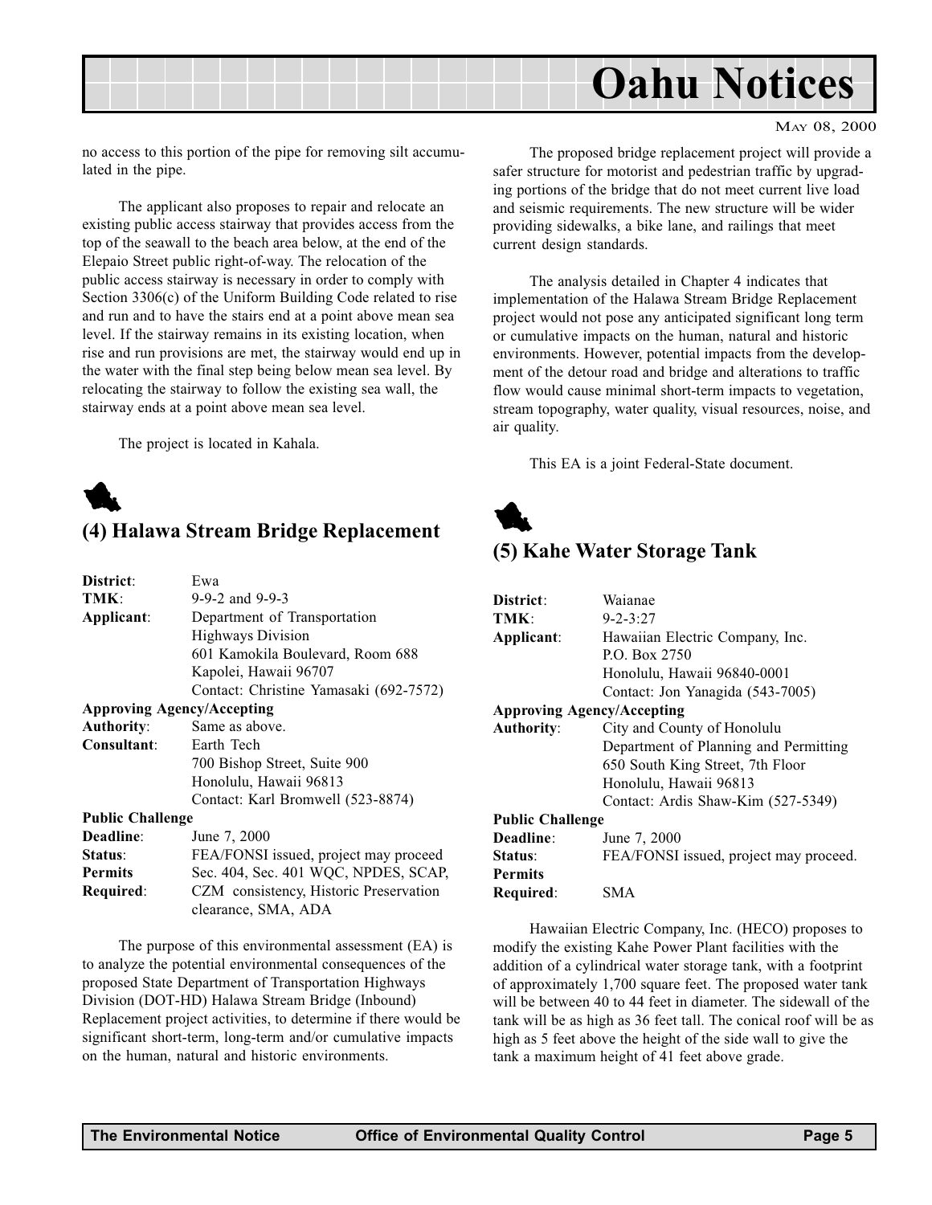no access to this portion of the pipe for removing silt accumulated in the pipe.

The applicant also proposes to repair and relocate an existing public access stairway that provides access from the top of the seawall to the beach area below, at the end of the Elepaio Street public right-of-way. The relocation of the public access stairway is necessary in order to comply with Section 3306(c) of the Uniform Building Code related to rise and run and to have the stairs end at a point above mean sea level. If the stairway remains in its existing location, when rise and run provisions are met, the stairway would end up in the water with the final step being below mean sea level. By relocating the stairway to follow the existing sea wall, the stairway ends at a point above mean sea level.

The project is located in Kahala.

## (4) Halawa Stream Bridge Replacement

| | |
|---|---|
| **District**: | Ewa |
| **TMK**: | 9-9-2 and 9-9-3 |
| **Applicant**: | Department of Transportation<br>Highways Division<br>601 Kamokila Boulevard, Room 688<br>Kapolei, Hawaii 96707<br>Contact: Christine Yamasaki (692-7572) |
| **Approving Agency/Accepting Authority**: | Same as above. |
| **Consultant**: | Earth Tech<br>700 Bishop Street, Suite 900<br>Honolulu, Hawaii 96813<br>Contact: Karl Bromwell (523-8874) |
| **Public Challenge Deadline**: | June 7, 2000 |
| **Status**: | FEA/FONSI issued, project may proceed |
| **Permits Required**: | Sec. 404, Sec. 401 WQC, NPDES, SCAP, CZM consistency, Historic Preservation clearance, SMA, ADA |

The purpose of this environmental assessment (EA) is to analyze the potential environmental consequences of the proposed State Department of Transportation Highways Division (DOT-HD) Halawa Stream Bridge (Inbound) Replacement project activities, to determine if there would be significant short-term, long-term and/or cumulative impacts on the human, natural and historic environments.

The proposed bridge replacement project will provide a safer structure for motorist and pedestrian traffic by upgrading portions of the bridge that do not meet current live load and seismic requirements. The new structure will be wider providing sidewalks, a bike lane, and railings that meet current design standards.

The analysis detailed in Chapter 4 indicates that implementation of the Halawa Stream Bridge Replacement project would not pose any anticipated significant long term or cumulative impacts on the human, natural and historic environments. However, potential impacts from the development of the detour road and bridge and alterations to traffic flow would cause minimal short-term impacts to vegetation, stream topography, water quality, visual resources, noise, and air quality.

This EA is a joint Federal-State document.

## (5) Kahe Water Storage Tank

| | |
|---|---|
| **District**: | Waianae |
| **TMK**: | 9-2-3:27 |
| **Applicant**: | Hawaiian Electric Company, Inc.<br>P.O. Box 2750<br>Honolulu, Hawaii 96840-0001<br>Contact: Jon Yanagida (543-7005) |
| **Approving Agency/Accepting Authority**: | City and County of Honolulu<br>Department of Planning and Permitting<br>650 South King Street, 7th Floor<br>Honolulu, Hawaii 96813<br>Contact: Ardis Shaw-Kim (527-5349) |
| **Public Challenge Deadline**: | June 7, 2000 |
| **Status**: | FEA/FONSI issued, project may proceed. |
| **Permits Required**: | SMA |

Hawaiian Electric Company, Inc. (HECO) proposes to modify the existing Kahe Power Plant facilities with the addition of a cylindrical water storage tank, with a footprint of approximately 1,700 square feet. The proposed water tank will be between 40 to 44 feet in diameter. The sidewall of the tank will be as high as 36 feet tall. The conical roof will be as high as 5 feet above the height of the side wall to give the tank a maximum height of 41 feet above grade.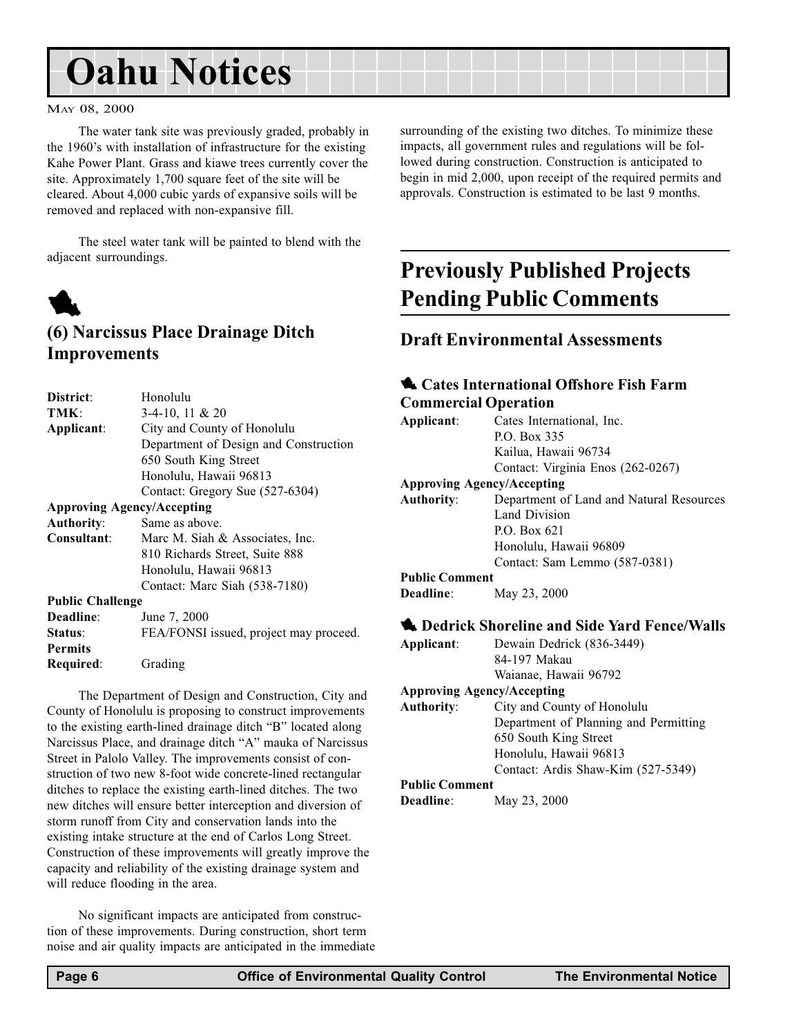# Oahu Notices

May 08, 2000

The water tank site was previously graded, probably in the 1960's with installation of infrastructure for the existing Kahe Power Plant. Grass and kiawe trees currently cover the site. Approximately 1,700 square feet of the site will be cleared. About 4,000 cubic yards of expansive soils will be removed and replaced with non-expansive fill.

The steel water tank will be painted to blend with the adjacent surroundings.

## (6) Narcissus Place Drainage Ditch Improvements

**District**: Honolulu
**TMK**: 3-4-10, 11 & 20
**Applicant**: City and County of Honolulu
Department of Design and Construction
650 South King Street
Honolulu, Hawaii 96813
Contact: Gregory Sue (527-6304)
**Approving Agency/Accepting Authority**: Same as above.
**Consultant**: Marc M. Siah & Associates, Inc.
810 Richards Street, Suite 888
Honolulu, Hawaii 96813
Contact: Marc Siah (538-7180)
**Public Challenge Deadline**: June 7, 2000
**Status**: FEA/FONSI issued, project may proceed.
**Permits Required**: Grading

The Department of Design and Construction, City and County of Honolulu is proposing to construct improvements to the existing earth-lined drainage ditch "B" located along Narcissus Place, and drainage ditch "A" mauka of Narcissus Street in Palolo Valley. The improvements consist of construction of two new 8-foot wide concrete-lined rectangular ditches to replace the existing earth-lined ditches. The two new ditches will ensure better interception and diversion of storm runoff from City and conservation lands into the existing intake structure at the end of Carlos Long Street. Construction of these improvements will greatly improve the capacity and reliability of the existing drainage system and will reduce flooding in the area.

No significant impacts are anticipated from construction of these improvements. During construction, short term noise and air quality impacts are anticipated in the immediate surrounding of the existing two ditches. To minimize these impacts, all government rules and regulations will be followed during construction. Construction is anticipated to begin in mid 2,000, upon receipt of the required permits and approvals. Construction is estimated to be last 9 months.

# Previously Published Projects Pending Public Comments

## Draft Environmental Assessments

### Cates International Offshore Fish Farm Commercial Operation

**Applicant**: Cates International, Inc.
P.O. Box 335
Kailua, Hawaii 96734
Contact: Virginia Enos (262-0267)
**Approving Agency/Accepting Authority**: Department of Land and Natural Resources
Land Division
P.O. Box 621
Honolulu, Hawaii 96809
Contact: Sam Lemmo (587-0381)
**Public Comment Deadline**: May 23, 2000

### Dedrick Shoreline and Side Yard Fence/Walls

**Applicant**: Dewain Dedrick (836-3449)
84-197 Makau
Waianae, Hawaii 96792
**Approving Agency/Accepting Authority**: City and County of Honolulu
Department of Planning and Permitting
650 South King Street
Honolulu, Hawaii 96813
Contact: Ardis Shaw-Kim (527-5349)
**Public Comment Deadline**: May 23, 2000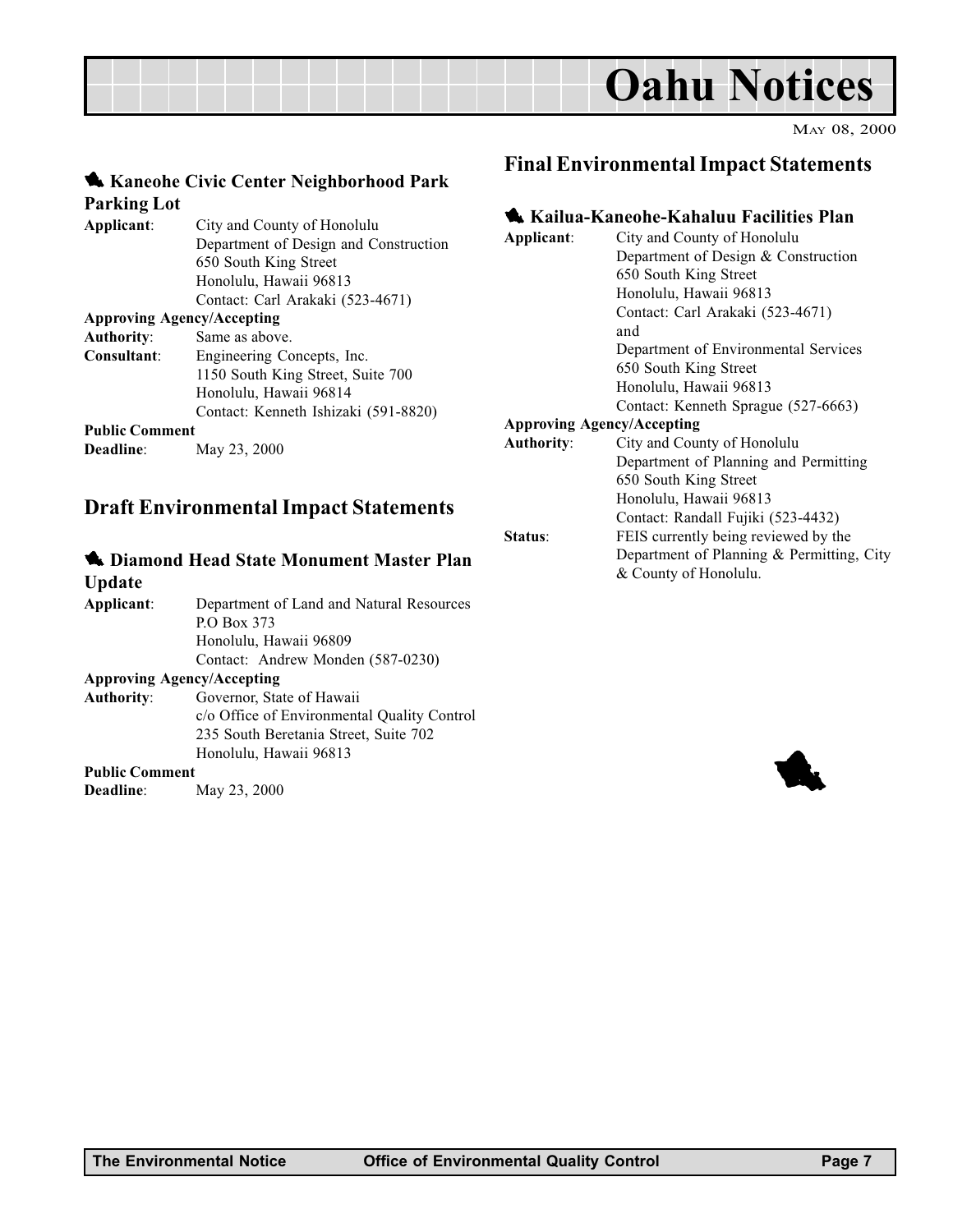# Oahu Notices

May 08, 2000

### Kaneohe Civic Center Neighborhood Park Parking Lot

**Applicant**: City and County of Honolulu
Department of Design and Construction
650 South King Street
Honolulu, Hawaii 96813
Contact: Carl Arakaki (523-4671)

**Approving Agency/Accepting Authority**: Same as above.

**Consultant**: Engineering Concepts, Inc.
1150 South King Street, Suite 700
Honolulu, Hawaii 96814
Contact: Kenneth Ishizaki (591-8820)

**Public Comment Deadline**: May 23, 2000

## Draft Environmental Impact Statements

### Diamond Head State Monument Master Plan Update

**Applicant**: Department of Land and Natural Resources
P.O Box 373
Honolulu, Hawaii 96809
Contact: Andrew Monden (587-0230)

**Approving Agency/Accepting Authority**: Governor, State of Hawaii
c/o Office of Environmental Quality Control
235 South Beretania Street, Suite 702
Honolulu, Hawaii 96813

**Public Comment Deadline**: May 23, 2000

## Final Environmental Impact Statements

### Kailua-Kaneohe-Kahaluu Facilities Plan

**Applicant**: City and County of Honolulu
Department of Design & Construction
650 South King Street
Honolulu, Hawaii 96813
Contact: Carl Arakaki (523-4671)
and
Department of Environmental Services
650 South King Street
Honolulu, Hawaii 96813
Contact: Kenneth Sprague (527-6663)

**Approving Agency/Accepting Authority**: City and County of Honolulu
Department of Planning and Permitting
650 South King Street
Honolulu, Hawaii 96813
Contact: Randall Fujiki (523-4432)

**Status**: FEIS currently being reviewed by the Department of Planning & Permitting, City & County of Honolulu.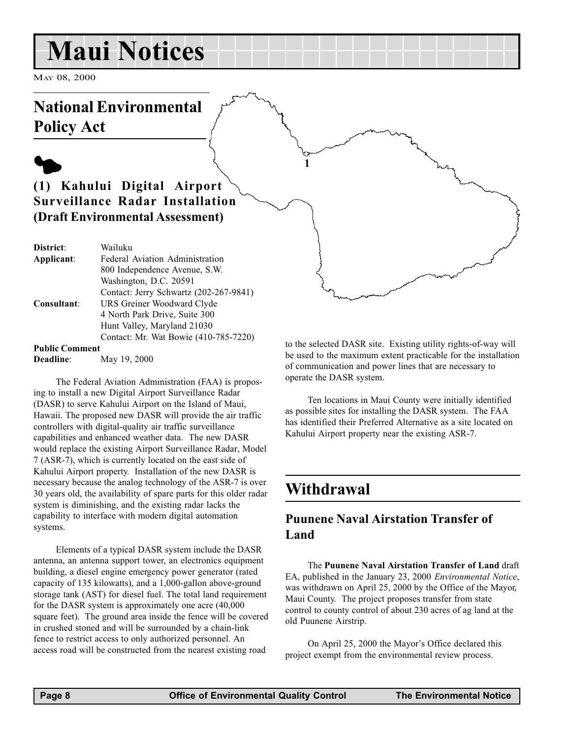／# Maui Notices

May 08, 2000

## National Environmental Policy Act

### (1) Kahului Digital Airport Surveillance Radar Installation (Draft Environmental Assessment)

**District**: Wailuku

**Applicant**: Federal Aviation Administration
800 Independence Avenue, S.W.
Washington, D.C. 20591
Contact: Jerry Schwartz (202-267-9841)

**Consultant**: URS Greiner Woodward Clyde
4 North Park Drive, Suite 300
Hunt Valley, Maryland 21030
Contact: Mr. Wat Bowie (410-785-7220)

**Public Comment Deadline**: May 19, 2000

The Federal Aviation Administration (FAA) is proposing to install a new Digital Airport Surveillance Radar (DASR) to serve Kahului Airport on the Island of Maui, Hawaii. The proposed new DASR will provide the air traffic controllers with digital-quality air traffic surveillance capabilities and enhanced weather data. The new DASR would replace the existing Airport Surveillance Radar, Model 7 (ASR-7), which is currently located on the east side of Kahului Airport property. Installation of the new DASR is necessary because the analog technology of the ASR-7 is over 30 years old, the availability of spare parts for this older radar system is diminishing, and the existing radar lacks the capability to interface with modern digital automation systems.

Elements of a typical DASR system include the DASR antenna, an antenna support tower, an electronics equipment building, a diesel engine emergency power generator (rated capacity of 135 kilowatts), and a 1,000-gallon above-ground storage tank (AST) for diesel fuel. The total land requirement for the DASR system is approximately one acre (40,000 square feet). The ground area inside the fence will be covered in crushed stoned and will be surrounded by a chain-link fence to restrict access to only authorized personnel. An access road will be constructed from the nearest existing road to the selected DASR site. Existing utility rights-of-way will be used to the maximum extent practicable for the installation of communication and power lines that are necessary to operate the DASR system.

Ten locations in Maui County were initially identified as possible sites for installing the DASR system. The FAA has identified their Preferred Alternative as a site located on Kahului Airport property near the existing ASR-7.

## Withdrawal

### Puunene Naval Airstation Transfer of Land

The **Puunene Naval Airstation Transfer of Land** draft EA, published in the January 23, 2000 *Environmental Notice*, was withdrawn on April 25, 2000 by the Office of the Mayor, Maui County. The project proposes transfer from state control to county control of about 230 acres of ag land at the old Puunene Airstrip.

On April 25, 2000 the Mayor's Office declared this project exempt from the environmental review process.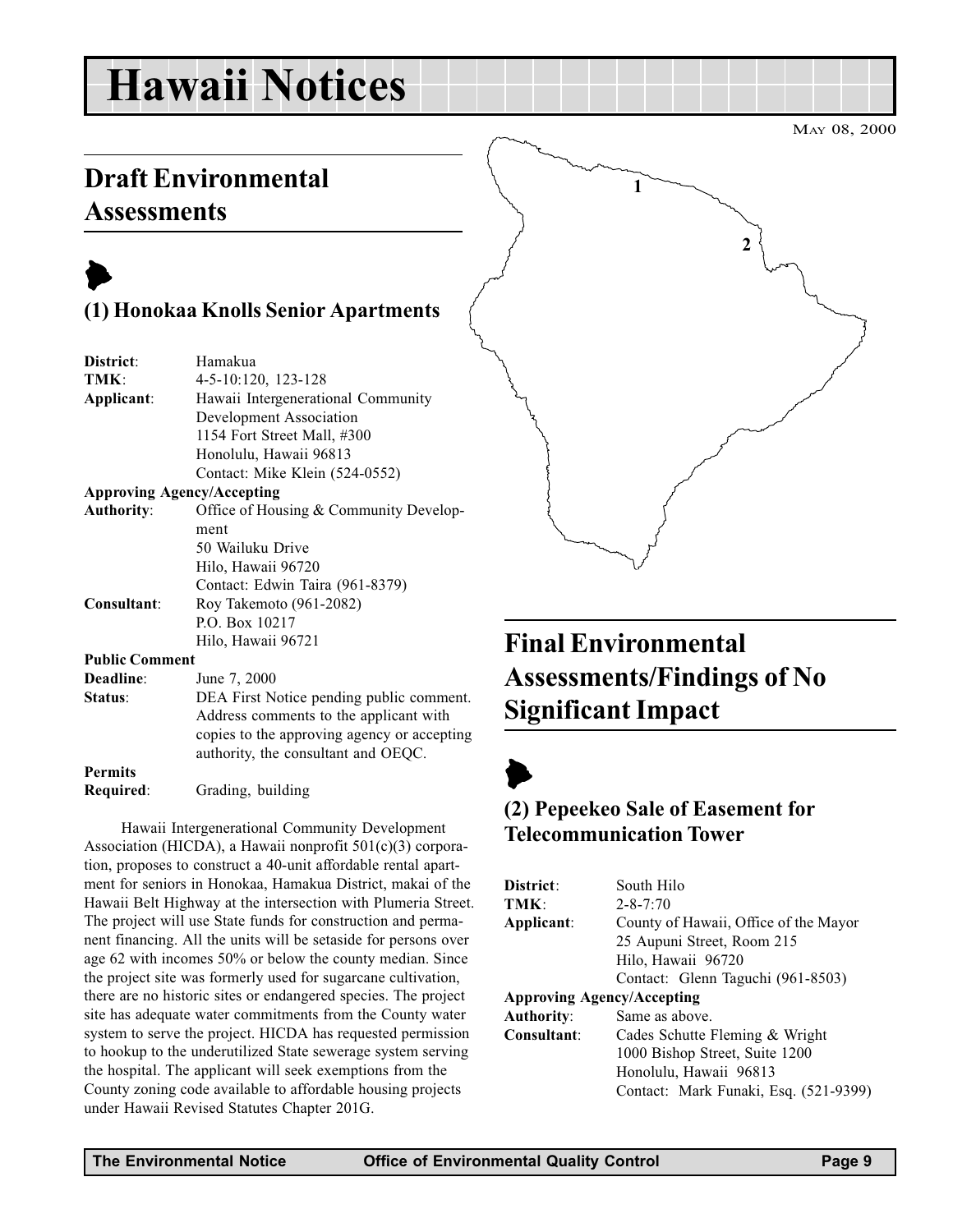# Hawaii Notices

May 08, 2000

## Draft Environmental Assessments

### (1) Honokaa Knolls Senior Apartments

**District**: Hamakua
**TMK**: 4-5-10:120, 123-128
**Applicant**: Hawaii Intergenerational Community Development Association
1154 Fort Street Mall, #300
Honolulu, Hawaii 96813
Contact: Mike Klein (524-0552)

**Approving Agency/Accepting Authority**: Office of Housing & Community Development
50 Wailuku Drive
Hilo, Hawaii 96720
Contact: Edwin Taira (961-8379)

**Consultant**: Roy Takemoto (961-2082)
P.O. Box 10217
Hilo, Hawaii 96721

**Public Comment Deadline**: June 7, 2000

**Status**: DEA First Notice pending public comment. Address comments to the applicant with copies to the approving agency or accepting authority, the consultant and OEQC.

**Permits Required**: Grading, building

Hawaii Intergenerational Community Development Association (HICDA), a Hawaii nonprofit 501(c)(3) corporation, proposes to construct a 40-unit affordable rental apartment for seniors in Honokaa, Hamakua District, makai of the Hawaii Belt Highway at the intersection with Plumeria Street. The project will use State funds for construction and permanent financing. All the units will be setaside for persons over age 62 with incomes 50% or below the county median. Since the project site was formerly used for sugarcane cultivation, there are no historic sites or endangered species. The project site has adequate water commitments from the County water system to serve the project. HICDA has requested permission to hookup to the underutilized State sewerage system serving the hospital. The applicant will seek exemptions from the County zoning code available to affordable housing projects under Hawaii Revised Statutes Chapter 201G.

## Final Environmental Assessments/Findings of No Significant Impact

### (2) Pepeekeo Sale of Easement for Telecommunication Tower

**District**: South Hilo
**TMK**: 2-8-7:70
**Applicant**: County of Hawaii, Office of the Mayor
25 Aupuni Street, Room 215
Hilo, Hawaii 96720
Contact: Glenn Taguchi (961-8503)

**Approving Agency/Accepting Authority**: Same as above.

**Consultant**: Cades Schutte Fleming & Wright
1000 Bishop Street, Suite 1200
Honolulu, Hawaii 96813
Contact: Mark Funaki, Esq. (521-9399)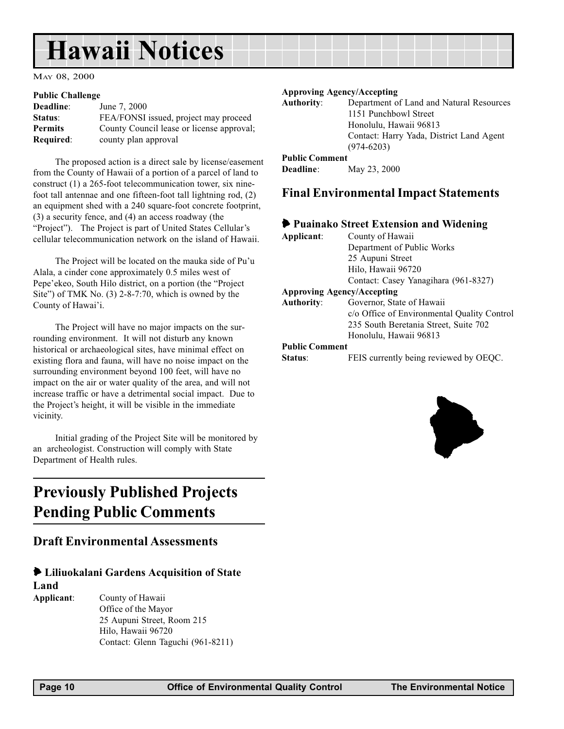# Hawaii Notices

May 08, 2000

**Public Challenge**
**Deadline**: June 7, 2000
**Status**: FEA/FONSI issued, project may proceed
**Permits Required**: County Council lease or license approval; county plan approval

The proposed action is a direct sale by license/easement from the County of Hawaii of a portion of a parcel of land to construct (1) a 265-foot telecommunication tower, six nine-foot tall antennae and one fifteen-foot tall lightning rod, (2) an equipment shed with a 240 square-foot concrete footprint, (3) a security fence, and (4) an access roadway (the "Project"). The Project is part of United States Cellular's cellular telecommunication network on the island of Hawaii.

The Project will be located on the mauka side of Pu'u Alala, a cinder cone approximately 0.5 miles west of Pepe'ekeo, South Hilo district, on a portion (the "Project Site") of TMK No. (3) 2-8-7:70, which is owned by the County of Hawai'i.

The Project will have no major impacts on the surrounding environment. It will not disturb any known historical or archaeological sites, have minimal effect on existing flora and fauna, will have no noise impact on the surrounding environment beyond 100 feet, will have no impact on the air or water quality of the area, and will not increase traffic or have a detrimental social impact. Due to the Project's height, it will be visible in the immediate vicinity.

Initial grading of the Project Site will be monitored by an archeologist. Construction will comply with State Department of Health rules.

## Previously Published Projects Pending Public Comments

### Draft Environmental Assessments

#### Liliuokalani Gardens Acquisition of State Land

**Applicant**: County of Hawaii
Office of the Mayor
25 Aupuni Street, Room 215
Hilo, Hawaii 96720
Contact: Glenn Taguchi (961-8211)

**Approving Agency/Accepting Authority**: Department of Land and Natural Resources
1151 Punchbowl Street
Honolulu, Hawaii 96813
Contact: Harry Yada, District Land Agent (974-6203)

**Public Comment Deadline**: May 23, 2000

### Final Environmental Impact Statements

#### Puainako Street Extension and Widening

**Applicant**: County of Hawaii
Department of Public Works
25 Aupuni Street
Hilo, Hawaii 96720
Contact: Casey Yanagihara (961-8327)

**Approving Agency/Accepting Authority**: Governor, State of Hawaii
c/o Office of Environmental Quality Control
235 South Beretania Street, Suite 702
Honolulu, Hawaii 96813

**Public Comment Status**: FEIS currently being reviewed by OEQC.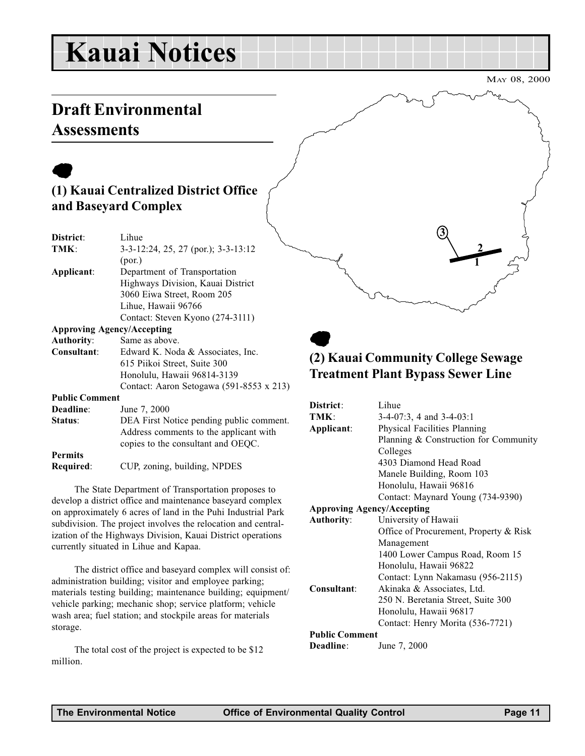// Kauai Notices

May 08, 2000

## Draft Environmental Assessments

### (1) Kauai Centralized District Office and Baseyard Complex

**District**: Lihue
**TMK**: 3-3-12:24, 25, 27 (por.); 3-3-13:12 (por.)
**Applicant**: Department of Transportation
Highways Division, Kauai District
3060 Eiwa Street, Room 205
Lihue, Hawaii 96766
Contact: Steven Kyono (274-3111)

**Approving Agency/Accepting**
**Authority**: Same as above.
**Consultant**: Edward K. Noda & Associates, Inc.
615 Piikoi Street, Suite 300
Honolulu, Hawaii 96814-3139
Contact: Aaron Setogawa (591-8553 x 213)

**Public Comment**
**Deadline**: June 7, 2000
**Status**: DEA First Notice pending public comment. Address comments to the applicant with copies to the consultant and OEQC.

**Permits**
**Required**: CUP, zoning, building, NPDES

The State Department of Transportation proposes to develop a district office and maintenance baseyard complex on approximately 6 acres of land in the Puhi Industrial Park subdivision. The project involves the relocation and centralization of the Highways Division, Kauai District operations currently situated in Lihue and Kapaa.

The district office and baseyard complex will consist of: administration building; visitor and employee parking; materials testing building; maintenance building; equipment/vehicle parking; mechanic shop; service platform; vehicle wash area; fuel station; and stockpile areas for materials storage.

The total cost of the project is expected to be $12 million.

### (2) Kauai Community College Sewage Treatment Plant Bypass Sewer Line

**District**: Lihue
**TMK**: 3-4-07:3, 4 and 3-4-03:1
**Applicant**: Physical Facilities Planning & Construction for Community Colleges
4303 Diamond Head Road
Manele Building, Room 103
Honolulu, Hawaii 96816
Contact: Maynard Young (734-9390)

**Approving Agency/Accepting**
**Authority**: University of Hawaii
Office of Procurement, Property & Risk Management
1400 Lower Campus Road, Room 15
Honolulu, Hawaii 96822
Contact: Lynn Nakamasu (956-2115)
**Consultant**: Akinaka & Associates, Ltd.
250 N. Beretania Street, Suite 300
Honolulu, Hawaii 96817
Contact: Henry Morita (536-7721)

**Public Comment**
**Deadline**: June 7, 2000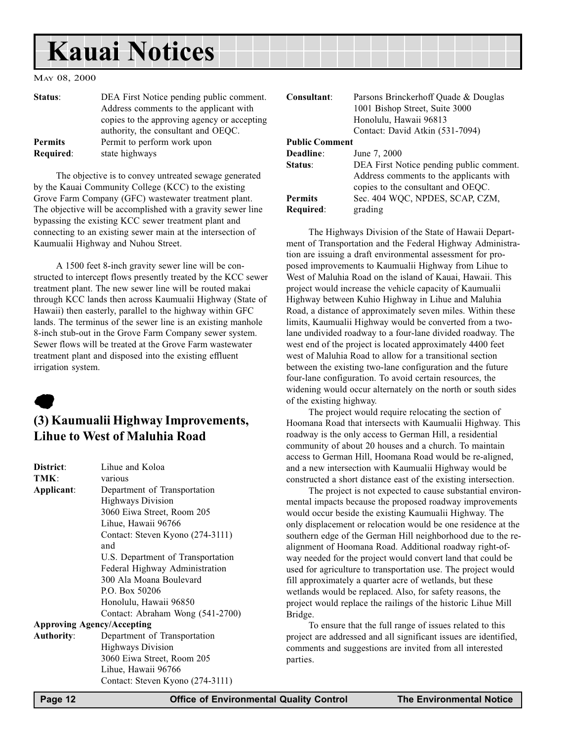# Kauai Notices

May 08, 2000

**Status**: DEA First Notice pending public comment. Address comments to the applicant with copies to the approving agency or accepting authority, the consultant and OEQC.

**Permits Required**: Permit to perform work upon state highways

The objective is to convey untreated sewage generated by the Kauai Community College (KCC) to the existing Grove Farm Company (GFC) wastewater treatment plant. The objective will be accomplished with a gravity sewer line bypassing the existing KCC sewer treatment plant and connecting to an existing sewer main at the intersection of Kaumualii Highway and Nuhou Street.

A 1500 feet 8-inch gravity sewer line will be constructed to intercept flows presently treated by the KCC sewer treatment plant. The new sewer line will be routed makai through KCC lands then across Kaumualii Highway (State of Hawaii) then easterly, parallel to the highway within GFC lands. The terminus of the sewer line is an existing manhole 8-inch stub-out in the Grove Farm Company sewer system. Sewer flows will be treated at the Grove Farm wastewater treatment plant and disposed into the existing effluent irrigation system.

## (3) Kaumualii Highway Improvements, Lihue to West of Maluhia Road

**District**: Lihue and Koloa

**TMK**: various

**Applicant**: Department of Transportation
Highways Division
3060 Eiwa Street, Room 205
Lihue, Hawaii 96766
Contact: Steven Kyono (274-3111)
and
U.S. Department of Transportation
Federal Highway Administration
300 Ala Moana Boulevard
P.O. Box 50206
Honolulu, Hawaii 96850
Contact: Abraham Wong (541-2700)

**Approving Agency/Accepting Authority**: Department of Transportation
Highways Division
3060 Eiwa Street, Room 205
Lihue, Hawaii 96766
Contact: Steven Kyono (274-3111)

**Consultant**: Parsons Brinckerhoff Quade & Douglas
1001 Bishop Street, Suite 3000
Honolulu, Hawaii 96813
Contact: David Atkin (531-7094)

**Public Comment Deadline**: June 7, 2000

**Status**: DEA First Notice pending public comment. Address comments to the applicants with copies to the consultant and OEQC.

**Permits Required**: Sec. 404 WQC, NPDES, SCAP, CZM, grading

The Highways Division of the State of Hawaii Department of Transportation and the Federal Highway Administration are issuing a draft environmental assessment for proposed improvements to Kaumualii Highway from Lihue to West of Maluhia Road on the island of Kauai, Hawaii. This project would increase the vehicle capacity of Kaumualii Highway between Kuhio Highway in Lihue and Maluhia Road, a distance of approximately seven miles. Within these limits, Kaumualii Highway would be converted from a two-lane undivided roadway to a four-lane divided roadway. The west end of the project is located approximately 4400 feet west of Maluhia Road to allow for a transitional section between the existing two-lane configuration and the future four-lane configuration. To avoid certain resources, the widening would occur alternately on the north or south sides of the existing highway.

The project would require relocating the section of Hoomana Road that intersects with Kaumualii Highway. This roadway is the only access to German Hill, a residential community of about 20 houses and a church. To maintain access to German Hill, Hoomana Road would be re-aligned, and a new intersection with Kaumualii Highway would be constructed a short distance east of the existing intersection.

The project is not expected to cause substantial environmental impacts because the proposed roadway improvements would occur beside the existing Kaumualii Highway. The only displacement or relocation would be one residence at the southern edge of the German Hill neighborhood due to the re-alignment of Hoomana Road. Additional roadway right-of-way needed for the project would convert land that could be used for agriculture to transportation use. The project would fill approximately a quarter acre of wetlands, but these wetlands would be replaced. Also, for safety reasons, the project would replace the railings of the historic Lihue Mill Bridge.

To ensure that the full range of issues related to this project are addressed and all significant issues are identified, comments and suggestions are invited from all interested parties.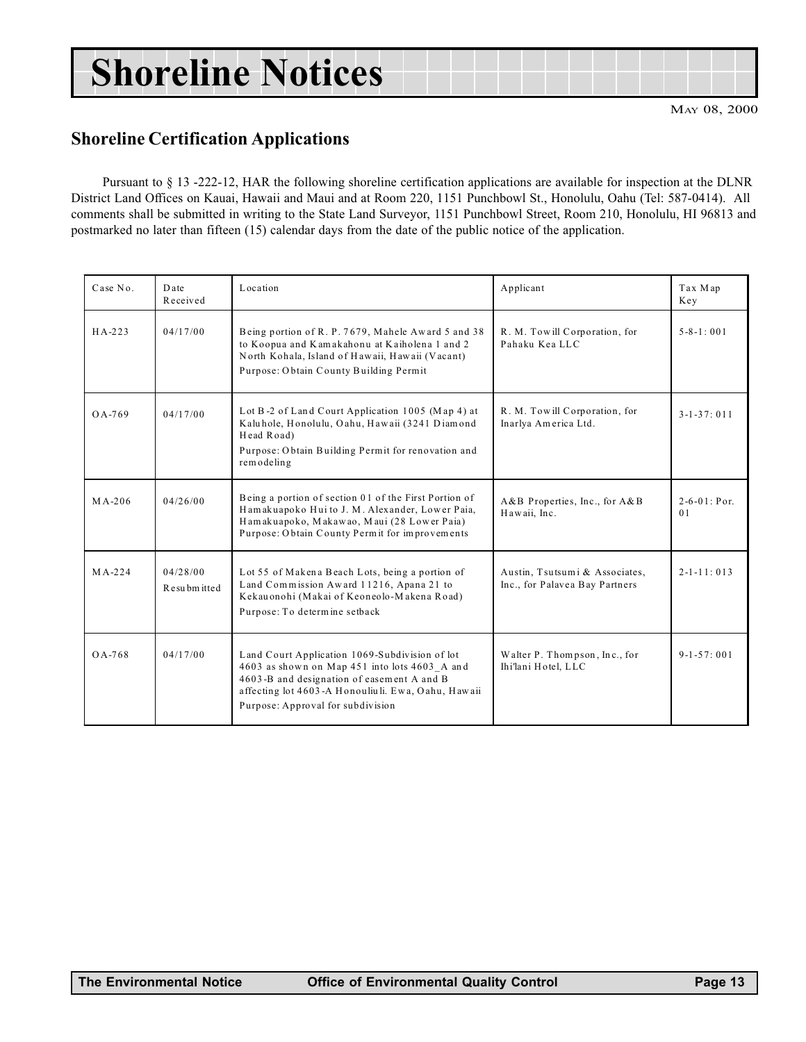# Shoreline Notices

May 08, 2000

## Shoreline Certification Applications

Pursuant to § 13 -222-12, HAR the following shoreline certification applications are available for inspection at the DLNR District Land Offices on Kauai, Hawaii and Maui and at Room 220, 1151 Punchbowl St., Honolulu, Oahu (Tel: 587-0414). All comments shall be submitted in writing to the State Land Surveyor, 1151 Punchbowl Street, Room 210, Honolulu, HI 96813 and postmarked no later than fifteen (15) calendar days from the date of the public notice of the application.

| Case No. | Date Received | Location | Applicant | Tax Map Key |
|---|---|---|---|---|
| HA-223 | 04/17/00 | Being portion of R. P. 7679, Mahele Award 5 and 38 to Koopua and Kamakahonu at Kaiholena 1 and 2 North Kohala, Island of Hawaii, Hawaii (Vacant)<br>Purpose: Obtain County Building Permit | R. M. Towill Corporation, for Pahaku Kea LLC | 5-8-1: 001 |
| OA-769 | 04/17/00 | Lot B-2 of Land Court Application 1005 (Map 4) at Kaluhole, Honolulu, Oahu, Hawaii (3241 Diamond Head Road)<br>Purpose: Obtain Building Permit for renovation and remodeling | R. M. Towill Corporation, for Inarlya America Ltd. | 3-1-37: 011 |
| MA-206 | 04/26/00 | Being a portion of section 01 of the First Portion of Hamakuapoko Hui to J. M. Alexander, Lower Paia, Hamakuapoko, Makawao, Maui (28 Lower Paia)<br>Purpose: Obtain County Permit for improvements | A&B Properties, Inc., for A&B Hawaii, Inc. | 2-6-01: Por. 01 |
| MA-224 | 04/28/00 Resubmitted | Lot 55 of Makena Beach Lots, being a portion of Land Commission Award 11216, Apana 21 to Kekauonohi (Makai of Keoneolo-Makena Road)<br>Purpose: To determine setback | Austin, Tsutsumi & Associates, Inc., for Palavea Bay Partners | 2-1-11: 013 |
| OA-768 | 04/17/00 | Land Court Application 1069-Subdivision of lot 4603 as shown on Map 451 into lots 4603_A and 4603-B and designation of easement A and B affecting lot 4603-A Honouliuli. Ewa, Oahu, Hawaii<br>Purpose: Approval for subdivision | Walter P. Thompson, Inc., for Ihi'lani Hotel, LLC | 9-1-57: 001 |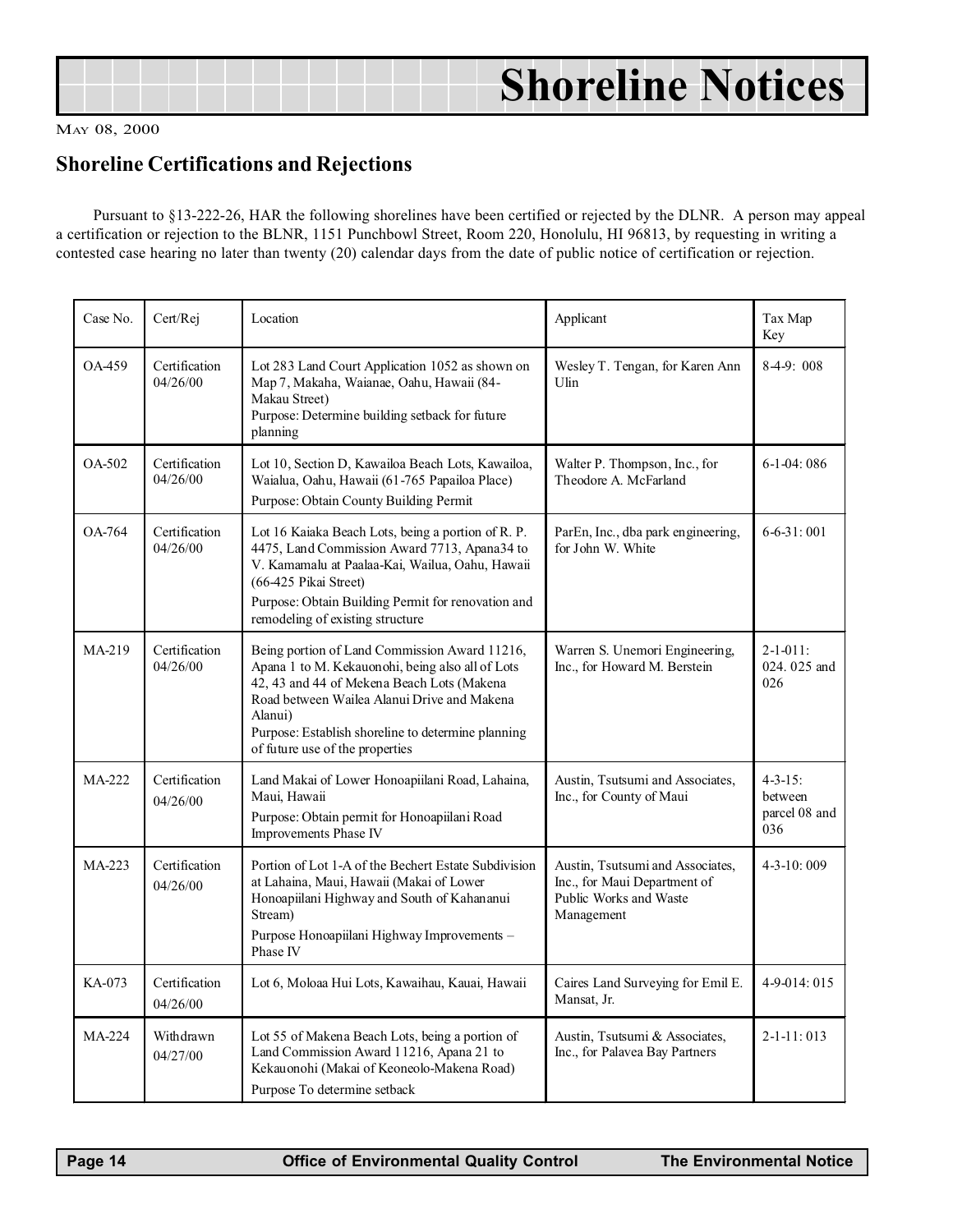# Shoreline Notices

May 08, 2000

## Shoreline Certifications and Rejections

Pursuant to §13-222-26, HAR the following shorelines have been certified or rejected by the DLNR. A person may appeal a certification or rejection to the BLNR, 1151 Punchbowl Street, Room 220, Honolulu, HI 96813, by requesting in writing a contested case hearing no later than twenty (20) calendar days from the date of public notice of certification or rejection.

| Case No. | Cert/Rej | Location | Applicant | Tax Map Key |
|---|---|---|---|---|
| OA-459 | Certification 04/26/00 | Lot 283 Land Court Application 1052 as shown on Map 7, Makaha, Waianae, Oahu, Hawaii (84- Makau Street)<br>Purpose: Determine building setback for future planning | Wesley T. Tengan, for Karen Ann Ulin | 8-4-9: 008 |
| OA-502 | Certification 04/26/00 | Lot 10, Section D, Kawailoa Beach Lots, Kawailoa, Waialua, Oahu, Hawaii (61-765 Papailoa Place)<br>Purpose: Obtain County Building Permit | Walter P. Thompson, Inc., for Theodore A. McFarland | 6-1-04: 086 |
| OA-764 | Certification 04/26/00 | Lot 16 Kaiaka Beach Lots, being a portion of R. P. 4475, Land Commission Award 7713, Apana34 to V. Kamamalu at Paalaa-Kai, Wailua, Oahu, Hawaii (66-425 Pikai Street)<br>Purpose: Obtain Building Permit for renovation and remodeling of existing structure | ParEn, Inc., dba park engineering, for John W. White | 6-6-31: 001 |
| MA-219 | Certification 04/26/00 | Being portion of Land Commission Award 11216, Apana 1 to M. Kekauonohi, being also all of Lots 42, 43 and 44 of Mekena Beach Lots (Makena Road between Wailea Alanui Drive and Makena Alanui)<br>Purpose: Establish shoreline to determine planning of future use of the properties | Warren S. Unemori Engineering, Inc., for Howard M. Berstein | 2-1-011: 024. 025 and 026 |
| MA-222 | Certification 04/26/00 | Land Makai of Lower Honoapiilani Road, Lahaina, Maui, Hawaii<br>Purpose: Obtain permit for Honoapiilani Road Improvements Phase IV | Austin, Tsutsumi and Associates, Inc., for County of Maui | 4-3-15: between parcel 08 and 036 |
| MA-223 | Certification 04/26/00 | Portion of Lot 1-A of the Bechert Estate Subdivision at Lahaina, Maui, Hawaii (Makai of Lower Honoapiilani Highway and South of Kahananui Stream)<br>Purpose Honoapiilani Highway Improvements – Phase IV | Austin, Tsutsumi and Associates, Inc., for Maui Department of Public Works and Waste Management | 4-3-10: 009 |
| KA-073 | Certification 04/26/00 | Lot 6, Moloaa Hui Lots, Kawaihau, Kauai, Hawaii | Caires Land Surveying for Emil E. Mansat, Jr. | 4-9-014: 015 |
| MA-224 | Withdrawn 04/27/00 | Lot 55 of Makena Beach Lots, being a portion of Land Commission Award 11216, Apana 21 to Kekauonohi (Makai of Keoneolo-Makena Road)<br>Purpose To determine setback | Austin, Tsutsumi & Associates, Inc., for Palavea Bay Partners | 2-1-11: 013 |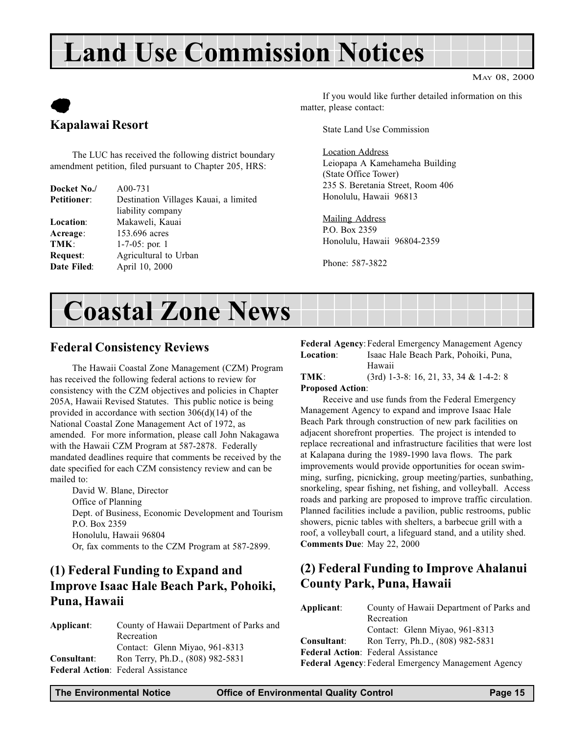# Land Use Commission Notices

MAY 08, 2000

## Kapalawai Resort

The LUC has received the following district boundary amendment petition, filed pursuant to Chapter 205, HRS:

**Docket No./** A00-731
**Petitioner**: Destination Villages Kauai, a limited liability company
**Location**: Makaweli, Kauai
**Acreage**: 153.696 acres
**TMK**: 1-7-05: por. 1
**Request**: Agricultural to Urban
**Date Filed**: April 10, 2000

If you would like further detailed information on this matter, please contact:

State Land Use Commission

Location Address
Leiopapa A Kamehameha Building
(State Office Tower)
235 S. Beretania Street, Room 406
Honolulu, Hawaii 96813

Mailing Address
P.O. Box 2359
Honolulu, Hawaii 96804-2359

Phone: 587-3822

# Coastal Zone News

## Federal Consistency Reviews

The Hawaii Coastal Zone Management (CZM) Program has received the following federal actions to review for consistency with the CZM objectives and policies in Chapter 205A, Hawaii Revised Statutes. This public notice is being provided in accordance with section 306(d)(14) of the National Coastal Zone Management Act of 1972, as amended. For more information, please call John Nakagawa with the Hawaii CZM Program at 587-2878. Federally mandated deadlines require that comments be received by the date specified for each CZM consistency review and can be mailed to:

David W. Blane, Director
Office of Planning
Dept. of Business, Economic Development and Tourism
P.O. Box 2359
Honolulu, Hawaii 96804
Or, fax comments to the CZM Program at 587-2899.

## (1) Federal Funding to Expand and Improve Isaac Hale Beach Park, Pohoiki, Puna, Hawaii

**Applicant**: County of Hawaii Department of Parks and Recreation
Contact: Glenn Miyao, 961-8313
**Consultant**: Ron Terry, Ph.D., (808) 982-5831
**Federal Action**: Federal Assistance
**Federal Agency**: Federal Emergency Management Agency
**Location**: Isaac Hale Beach Park, Pohoiki, Puna, Hawaii
**TMK**: (3rd) 1-3-8: 16, 21, 33, 34 & 1-4-2: 8
**Proposed Action**:

Receive and use funds from the Federal Emergency Management Agency to expand and improve Isaac Hale Beach Park through construction of new park facilities on adjacent shorefront properties. The project is intended to replace recreational and infrastructure facilities that were lost at Kalapana during the 1989-1990 lava flows. The park improvements would provide opportunities for ocean swimming, surfing, picnicking, group meeting/parties, sunbathing, snorkeling, spear fishing, net fishing, and volleyball. Access roads and parking are proposed to improve traffic circulation. Planned facilities include a pavilion, public restrooms, public showers, picnic tables with shelters, a barbecue grill with a roof, a volleyball court, a lifeguard stand, and a utility shed.
**Comments Due**: May 22, 2000

## (2) Federal Funding to Improve Ahalanui County Park, Puna, Hawaii

**Applicant**: County of Hawaii Department of Parks and Recreation
Contact: Glenn Miyao, 961-8313
**Consultant**: Ron Terry, Ph.D., (808) 982-5831
**Federal Action**: Federal Assistance
**Federal Agency**: Federal Emergency Management Agency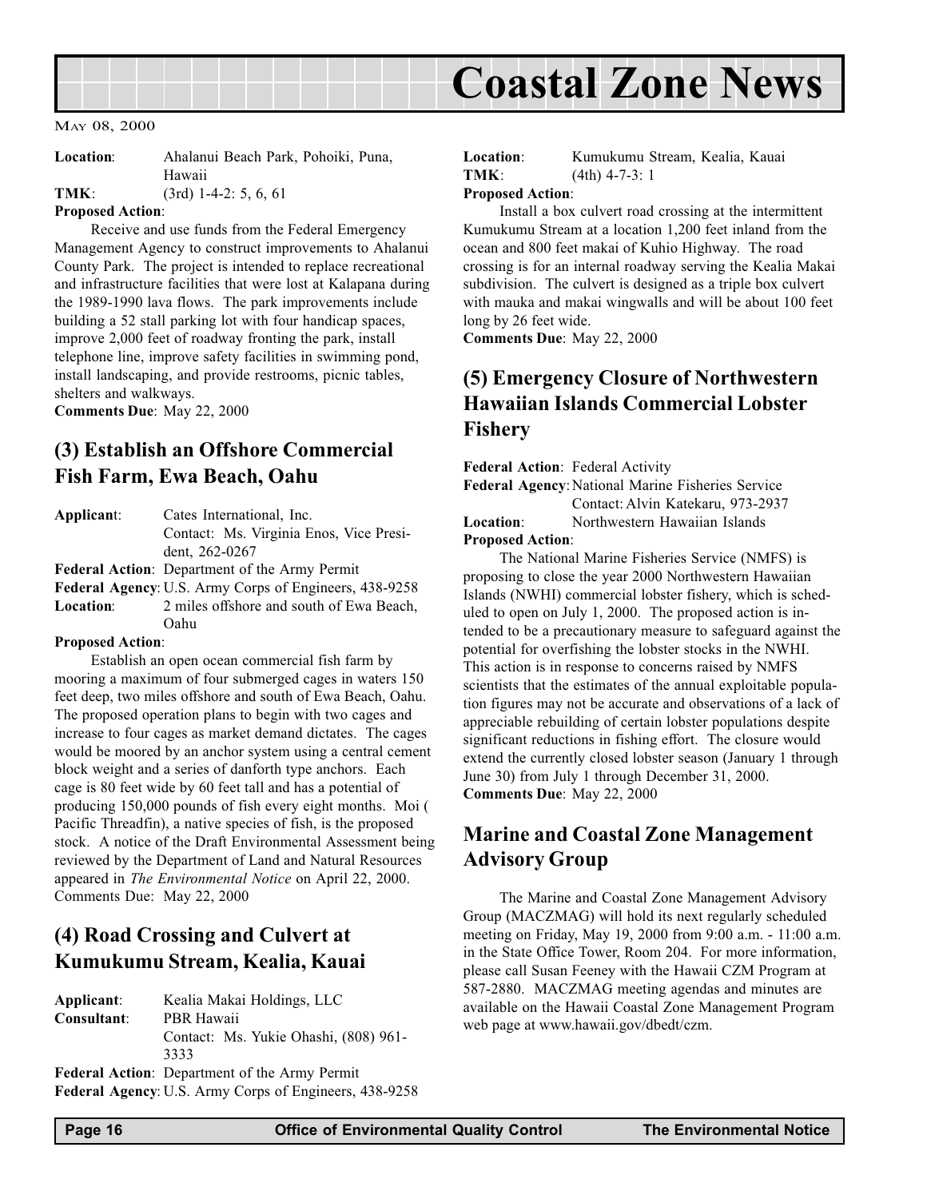# Coastal Zone News

May 08, 2000

**Location**: Ahalanui Beach Park, Pohoiki, Puna, Hawaii
**TMK**: (3rd) 1-4-2: 5, 6, 61
**Proposed Action**:

Receive and use funds from the Federal Emergency Management Agency to construct improvements to Ahalanui County Park. The project is intended to replace recreational and infrastructure facilities that were lost at Kalapana during the 1989-1990 lava flows. The park improvements include building a 52 stall parking lot with four handicap spaces, improve 2,000 feet of roadway fronting the park, install telephone line, improve safety facilities in swimming pond, install landscaping, and provide restrooms, picnic tables, shelters and walkways.

**Comments Due**: May 22, 2000

## (3) Establish an Offshore Commercial Fish Farm, Ewa Beach, Oahu

**Applicant**: Cates International, Inc.
Contact: Ms. Virginia Enos, Vice President, 262-0267
**Federal Action**: Department of the Army Permit
**Federal Agency**: U.S. Army Corps of Engineers, 438-9258
**Location**: 2 miles offshore and south of Ewa Beach, Oahu
**Proposed Action**:

Establish an open ocean commercial fish farm by mooring a maximum of four submerged cages in waters 150 feet deep, two miles offshore and south of Ewa Beach, Oahu. The proposed operation plans to begin with two cages and increase to four cages as market demand dictates. The cages would be moored by an anchor system using a central cement block weight and a series of danforth type anchors. Each cage is 80 feet wide by 60 feet tall and has a potential of producing 150,000 pounds of fish every eight months. Moi ( Pacific Threadfin), a native species of fish, is the proposed stock. A notice of the Draft Environmental Assessment being reviewed by the Department of Land and Natural Resources appeared in *The Environmental Notice* on April 22, 2000. Comments Due: May 22, 2000

## (4) Road Crossing and Culvert at Kumukumu Stream, Kealia, Kauai

**Applicant**: Kealia Makai Holdings, LLC
**Consultant**: PBR Hawaii
Contact: Ms. Yukie Ohashi, (808) 961-3333
**Federal Action**: Department of the Army Permit
**Federal Agency**: U.S. Army Corps of Engineers, 438-9258
**Location**: Kumukumu Stream, Kealia, Kauai
**TMK**: (4th) 4-7-3: 1
**Proposed Action**:

Install a box culvert road crossing at the intermittent Kumukumu Stream at a location 1,200 feet inland from the ocean and 800 feet makai of Kuhio Highway. The road crossing is for an internal roadway serving the Kealia Makai subdivision. The culvert is designed as a triple box culvert with mauka and makai wingwalls and will be about 100 feet long by 26 feet wide.

**Comments Due**: May 22, 2000

## (5) Emergency Closure of Northwestern Hawaiian Islands Commercial Lobster Fishery

**Federal Action**: Federal Activity
**Federal Agency**: National Marine Fisheries Service
Contact: Alvin Katekaru, 973-2937
**Location**: Northwestern Hawaiian Islands
**Proposed Action**:

The National Marine Fisheries Service (NMFS) is proposing to close the year 2000 Northwestern Hawaiian Islands (NWHI) commercial lobster fishery, which is scheduled to open on July 1, 2000. The proposed action is intended to be a precautionary measure to safeguard against the potential for overfishing the lobster stocks in the NWHI. This action is in response to concerns raised by NMFS scientists that the estimates of the annual exploitable population figures may not be accurate and observations of a lack of appreciable rebuilding of certain lobster populations despite significant reductions in fishing effort. The closure would extend the currently closed lobster season (January 1 through June 30) from July 1 through December 31, 2000.

**Comments Due**: May 22, 2000

## Marine and Coastal Zone Management Advisory Group

The Marine and Coastal Zone Management Advisory Group (MACZMAG) will hold its next regularly scheduled meeting on Friday, May 19, 2000 from 9:00 a.m. - 11:00 a.m. in the State Office Tower, Room 204. For more information, please call Susan Feeney with the Hawaii CZM Program at 587-2880. MACZMAG meeting agendas and minutes are available on the Hawaii Coastal Zone Management Program web page at www.hawaii.gov/dbedt/czm.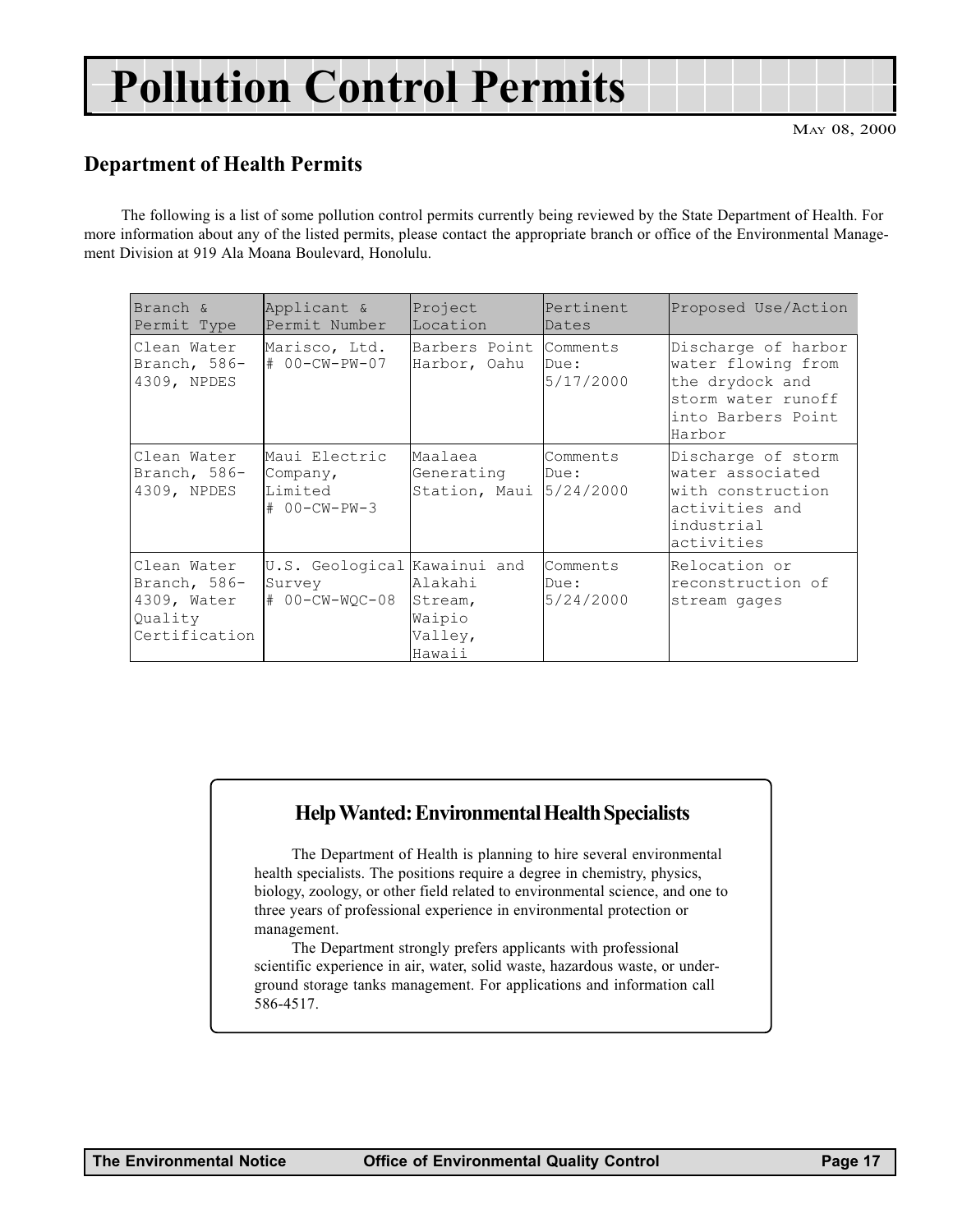# Pollution Control Permits

May 08, 2000

## Department of Health Permits

The following is a list of some pollution control permits currently being reviewed by the State Department of Health. For more information about any of the listed permits, please contact the appropriate branch or office of the Environmental Management Division at 919 Ala Moana Boulevard, Honolulu.

| Branch & Permit Type | Applicant & Permit Number | Project Location | Pertinent Dates | Proposed Use/Action |
|---|---|---|---|---|
| Clean Water Branch, 586-4309, NPDES | Marisco, Ltd. # 00-CW-PW-07 | Barbers Point Harbor, Oahu | Comments Due: 5/17/2000 | Discharge of harbor water flowing from the drydock and storm water runoff into Barbers Point Harbor |
| Clean Water Branch, 586-4309, NPDES | Maui Electric Company, Limited # 00-CW-PW-3 | Maalaea Generating Station, Maui | Comments Due: 5/24/2000 | Discharge of storm water associated with construction activities and industrial activities |
| Clean Water Branch, 586-4309, Water Quality Certification | U.S. Geological Survey # 00-CW-WQC-08 | Kawainui and Alakahi Stream, Waipio Valley, Hawaii | Comments Due: 5/24/2000 | Relocation or reconstruction of stream gages |

### Help Wanted: Environmental Health Specialists

The Department of Health is planning to hire several environmental health specialists. The positions require a degree in chemistry, physics, biology, zoology, or other field related to environmental science, and one to three years of professional experience in environmental protection or management.

The Department strongly prefers applicants with professional scientific experience in air, water, solid waste, hazardous waste, or underground storage tanks management. For applications and information call 586-4517.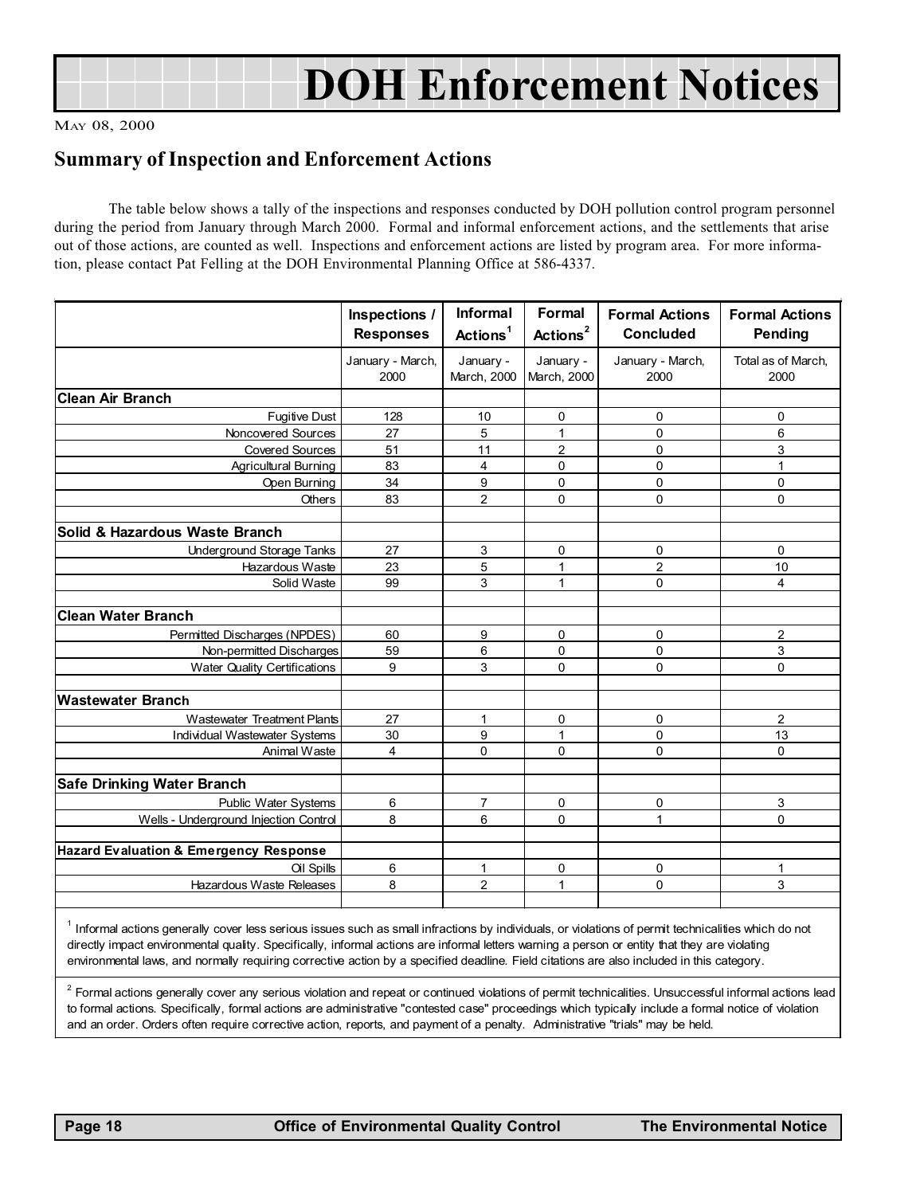# DOH Enforcement Notices

MAY 08, 2000

## Summary of Inspection and Enforcement Actions

The table below shows a tally of the inspections and responses conducted by DOH pollution control program personnel during the period from January through March 2000. Formal and informal enforcement actions, and the settlements that arise out of those actions, are counted as well. Inspections and enforcement actions are listed by program area. For more information, please contact Pat Felling at the DOH Environmental Planning Office at 586-4337.

| | Inspections / Responses | Informal Actions[1] | Formal Actions[2] | Formal Actions Concluded | Formal Actions Pending |
|---|---|---|---|---|---|
| | January - March, 2000 | January - March, 2000 | January - March, 2000 | January - March, 2000 | Total as of March, 2000 |
| **Clean Air Branch** | | | | | |
| Fugitive Dust | 128 | 10 | 0 | 0 | 0 |
| Noncovered Sources | 27 | 5 | 1 | 0 | 6 |
| Covered Sources | 51 | 11 | 2 | 0 | 3 |
| Agricultural Burning | 83 | 4 | 0 | 0 | 1 |
| Open Burning | 34 | 9 | 0 | 0 | 0 |
| Others | 83 | 2 | 0 | 0 | 0 |
| **Solid & Hazardous Waste Branch** | | | | | |
| Underground Storage Tanks | 27 | 3 | 0 | 0 | 0 |
| Hazardous Waste | 23 | 5 | 1 | 2 | 10 |
| Solid Waste | 99 | 3 | 1 | 0 | 4 |
| **Clean Water Branch** | | | | | |
| Permitted Discharges (NPDES) | 60 | 9 | 0 | 0 | 2 |
| Non-permitted Discharges | 59 | 6 | 0 | 0 | 3 |
| Water Quality Certifications | 9 | 3 | 0 | 0 | 0 |
| **Wastewater Branch** | | | | | |
| Wastewater Treatment Plants | 27 | 1 | 0 | 0 | 2 |
| Individual Wastewater Systems | 30 | 9 | 1 | 0 | 13 |
| Animal Waste | 4 | 0 | 0 | 0 | 0 |
| **Safe Drinking Water Branch** | | | | | |
| Public Water Systems | 6 | 7 | 0 | 0 | 3 |
| Wells - Underground Injection Control | 8 | 6 | 0 | 1 | 0 |
| **Hazard Evaluation & Emergency Response** | | | | | |
| Oil Spills | 6 | 1 | 0 | 0 | 1 |
| Hazardous Waste Releases | 8 | 2 | 1 | 0 | 3 |

[1] Informal actions generally cover less serious issues such as small infractions by individuals, or violations of permit technicalities which do not directly impact environmental quality. Specifically, informal actions are informal letters warning a person or entity that they are violating environmental laws, and normally requiring corrective action by a specified deadline. Field citations are also included in this category.

[2] Formal actions generally cover any serious violation and repeat or continued violations of permit technicalities. Unsuccessful informal actions lead to formal actions. Specifically, formal actions are administrative "contested case" proceedings which typically include a formal notice of violation and an order. Orders often require corrective action, reports, and payment of a penalty. Administrative "trials" may be held.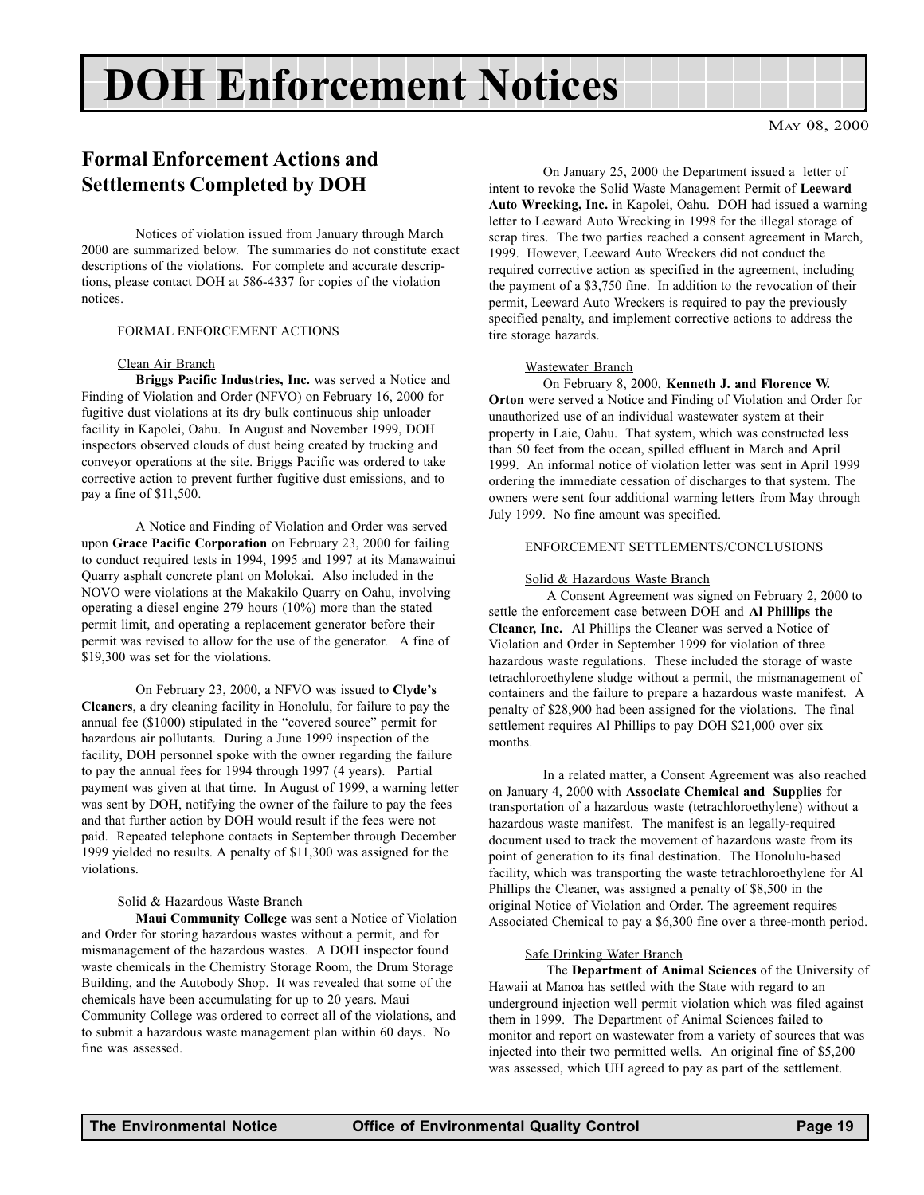# DOH Enforcement Notices

May 08, 2000

## Formal Enforcement Actions and Settlements Completed by DOH

Notices of violation issued from January through March 2000 are summarized below. The summaries do not constitute exact descriptions of the violations. For complete and accurate descriptions, please contact DOH at 586-4337 for copies of the violation notices.

FORMAL ENFORCEMENT ACTIONS

Clean Air Branch

**Briggs Pacific Industries, Inc.** was served a Notice and Finding of Violation and Order (NFVO) on February 16, 2000 for fugitive dust violations at its dry bulk continuous ship unloader facility in Kapolei, Oahu. In August and November 1999, DOH inspectors observed clouds of dust being created by trucking and conveyor operations at the site. Briggs Pacific was ordered to take corrective action to prevent further fugitive dust emissions, and to pay a fine of $11,500.

A Notice and Finding of Violation and Order was served upon **Grace Pacific Corporation** on February 23, 2000 for failing to conduct required tests in 1994, 1995 and 1997 at its Manawainui Quarry asphalt concrete plant on Molokai. Also included in the NOVO were violations at the Makakilo Quarry on Oahu, involving operating a diesel engine 279 hours (10%) more than the stated permit limit, and operating a replacement generator before their permit was revised to allow for the use of the generator. A fine of $19,300 was set for the violations.

On February 23, 2000, a NFVO was issued to **Clyde's Cleaners**, a dry cleaning facility in Honolulu, for failure to pay the annual fee ($1000) stipulated in the "covered source" permit for hazardous air pollutants. During a June 1999 inspection of the facility, DOH personnel spoke with the owner regarding the failure to pay the annual fees for 1994 through 1997 (4 years). Partial payment was given at that time. In August of 1999, a warning letter was sent by DOH, notifying the owner of the failure to pay the fees and that further action by DOH would result if the fees were not paid. Repeated telephone contacts in September through December 1999 yielded no results. A penalty of $11,300 was assigned for the violations.

Solid & Hazardous Waste Branch

**Maui Community College** was sent a Notice of Violation and Order for storing hazardous wastes without a permit, and for mismanagement of the hazardous wastes. A DOH inspector found waste chemicals in the Chemistry Storage Room, the Drum Storage Building, and the Autobody Shop. It was revealed that some of the chemicals have been accumulating for up to 20 years. Maui Community College was ordered to correct all of the violations, and to submit a hazardous waste management plan within 60 days. No fine was assessed.

On January 25, 2000 the Department issued a letter of intent to revoke the Solid Waste Management Permit of **Leeward Auto Wrecking, Inc.** in Kapolei, Oahu. DOH had issued a warning letter to Leeward Auto Wrecking in 1998 for the illegal storage of scrap tires. The two parties reached a consent agreement in March, 1999. However, Leeward Auto Wreckers did not conduct the required corrective action as specified in the agreement, including the payment of a $3,750 fine. In addition to the revocation of their permit, Leeward Auto Wreckers is required to pay the previously specified penalty, and implement corrective actions to address the tire storage hazards.

Wastewater Branch

On February 8, 2000, **Kenneth J. and Florence W. Orton** were served a Notice and Finding of Violation and Order for unauthorized use of an individual wastewater system at their property in Laie, Oahu. That system, which was constructed less than 50 feet from the ocean, spilled effluent in March and April 1999. An informal notice of violation letter was sent in April 1999 ordering the immediate cessation of discharges to that system. The owners were sent four additional warning letters from May through July 1999. No fine amount was specified.

ENFORCEMENT SETTLEMENTS/CONCLUSIONS

Solid & Hazardous Waste Branch

A Consent Agreement was signed on February 2, 2000 to settle the enforcement case between DOH and **Al Phillips the Cleaner, Inc.** Al Phillips the Cleaner was served a Notice of Violation and Order in September 1999 for violation of three hazardous waste regulations. These included the storage of waste tetrachloroethylene sludge without a permit, the mismanagement of containers and the failure to prepare a hazardous waste manifest. A penalty of $28,900 had been assigned for the violations. The final settlement requires Al Phillips to pay DOH $21,000 over six months.

In a related matter, a Consent Agreement was also reached on January 4, 2000 with **Associate Chemical and Supplies** for transportation of a hazardous waste (tetrachloroethylene) without a hazardous waste manifest. The manifest is an legally-required document used to track the movement of hazardous waste from its point of generation to its final destination. The Honolulu-based facility, which was transporting the waste tetrachloroethylene for Al Phillips the Cleaner, was assigned a penalty of $8,500 in the original Notice of Violation and Order. The agreement requires Associated Chemical to pay a $6,300 fine over a three-month period.

Safe Drinking Water Branch

The **Department of Animal Sciences** of the University of Hawaii at Manoa has settled with the State with regard to an underground injection well permit violation which was filed against them in 1999. The Department of Animal Sciences failed to monitor and report on wastewater from a variety of sources that was injected into their two permitted wells. An original fine of $5,200 was assessed, which UH agreed to pay as part of the settlement.